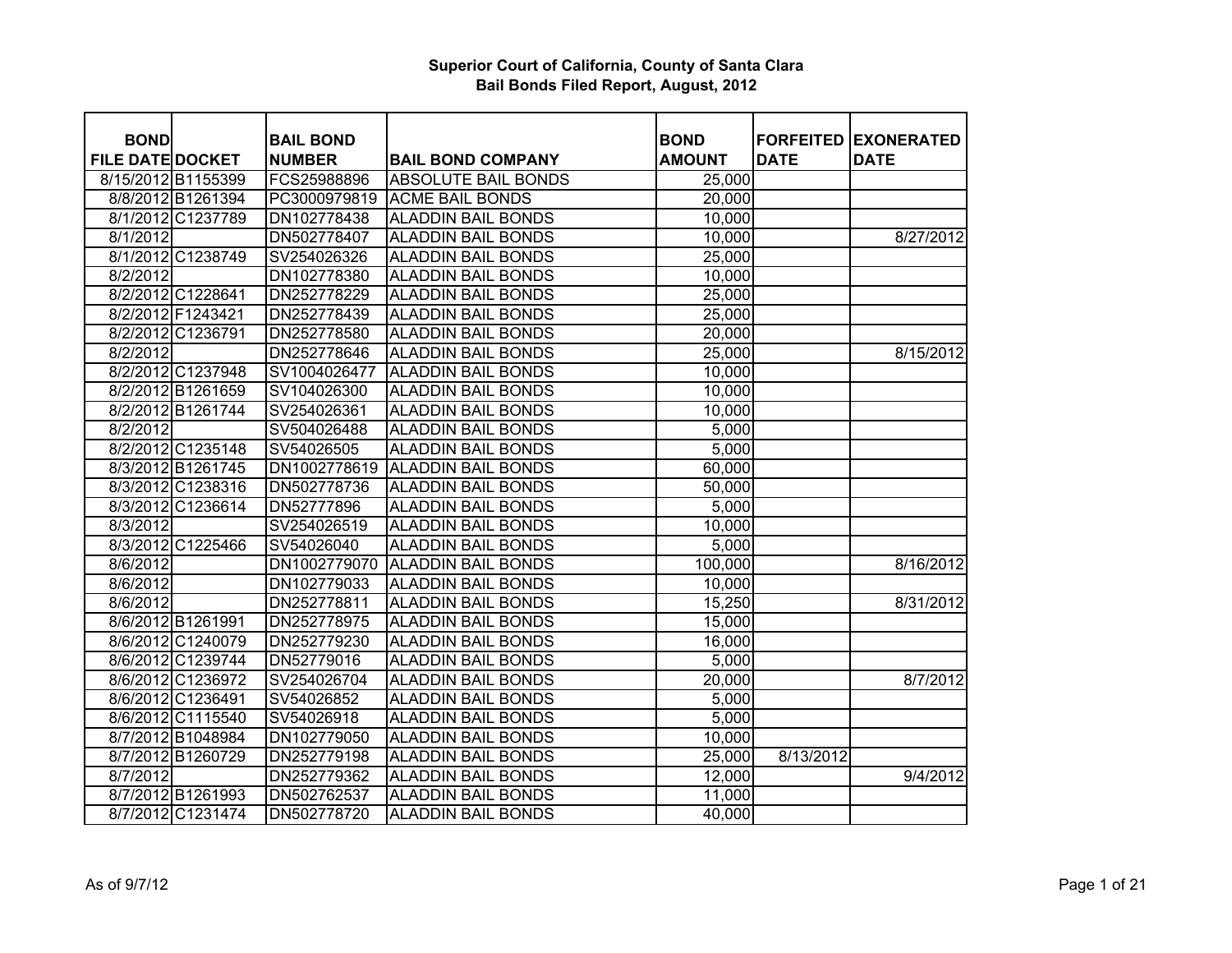# Superior Court of California, County of Santa Clara
## Bail Bonds Filed Report, August, 2012

| BOND FILE DATE | DOCKET | BAIL BOND NUMBER | BAIL BOND COMPANY | BOND AMOUNT | FORFEITED DATE | EXONERATED DATE |
|---|---|---|---|---|---|---|
| 8/15/2012 | B1155399 | FCS25988896 | ABSOLUTE BAIL BONDS | 25,000 | | |
| 8/8/2012 | B1261394 | PC3000979819 | ACME BAIL BONDS | 20,000 | | |
| 8/1/2012 | C1237789 | DN102778438 | ALADDIN BAIL BONDS | 10,000 | | |
| 8/1/2012 | | DN502778407 | ALADDIN BAIL BONDS | 10,000 | | 8/27/2012 |
| 8/1/2012 | C1238749 | SV254026326 | ALADDIN BAIL BONDS | 25,000 | | |
| 8/2/2012 | | DN102778380 | ALADDIN BAIL BONDS | 10,000 | | |
| 8/2/2012 | C1228641 | DN252778229 | ALADDIN BAIL BONDS | 25,000 | | |
| 8/2/2012 | F1243421 | DN252778439 | ALADDIN BAIL BONDS | 25,000 | | |
| 8/2/2012 | C1236791 | DN252778580 | ALADDIN BAIL BONDS | 20,000 | | |
| 8/2/2012 | | DN252778646 | ALADDIN BAIL BONDS | 25,000 | | 8/15/2012 |
| 8/2/2012 | C1237948 | SV1004026477 | ALADDIN BAIL BONDS | 10,000 | | |
| 8/2/2012 | B1261659 | SV104026300 | ALADDIN BAIL BONDS | 10,000 | | |
| 8/2/2012 | B1261744 | SV254026361 | ALADDIN BAIL BONDS | 10,000 | | |
| 8/2/2012 | | SV504026488 | ALADDIN BAIL BONDS | 5,000 | | |
| 8/2/2012 | C1235148 | SV54026505 | ALADDIN BAIL BONDS | 5,000 | | |
| 8/3/2012 | B1261745 | DN1002778619 | ALADDIN BAIL BONDS | 60,000 | | |
| 8/3/2012 | C1238316 | DN502778736 | ALADDIN BAIL BONDS | 50,000 | | |
| 8/3/2012 | C1236614 | DN52777896 | ALADDIN BAIL BONDS | 5,000 | | |
| 8/3/2012 | | SV254026519 | ALADDIN BAIL BONDS | 10,000 | | |
| 8/3/2012 | C1225466 | SV54026040 | ALADDIN BAIL BONDS | 5,000 | | |
| 8/6/2012 | | DN1002779070 | ALADDIN BAIL BONDS | 100,000 | | 8/16/2012 |
| 8/6/2012 | | DN102779033 | ALADDIN BAIL BONDS | 10,000 | | |
| 8/6/2012 | | DN252778811 | ALADDIN BAIL BONDS | 15,250 | | 8/31/2012 |
| 8/6/2012 | B1261991 | DN252778975 | ALADDIN BAIL BONDS | 15,000 | | |
| 8/6/2012 | C1240079 | DN252779230 | ALADDIN BAIL BONDS | 16,000 | | |
| 8/6/2012 | C1239744 | DN52779016 | ALADDIN BAIL BONDS | 5,000 | | |
| 8/6/2012 | C1236972 | SV254026704 | ALADDIN BAIL BONDS | 20,000 | | 8/7/2012 |
| 8/6/2012 | C1236491 | SV54026852 | ALADDIN BAIL BONDS | 5,000 | | |
| 8/6/2012 | C1115540 | SV54026918 | ALADDIN BAIL BONDS | 5,000 | | |
| 8/7/2012 | B1048984 | DN102779050 | ALADDIN BAIL BONDS | 10,000 | | |
| 8/7/2012 | B1260729 | DN252779198 | ALADDIN BAIL BONDS | 25,000 | 8/13/2012 | |
| 8/7/2012 | | DN252779362 | ALADDIN BAIL BONDS | 12,000 | | 9/4/2012 |
| 8/7/2012 | B1261993 | DN502762537 | ALADDIN BAIL BONDS | 11,000 | | |
| 8/7/2012 | C1231474 | DN502778720 | ALADDIN BAIL BONDS | 40,000 | | |

As of 9/7/12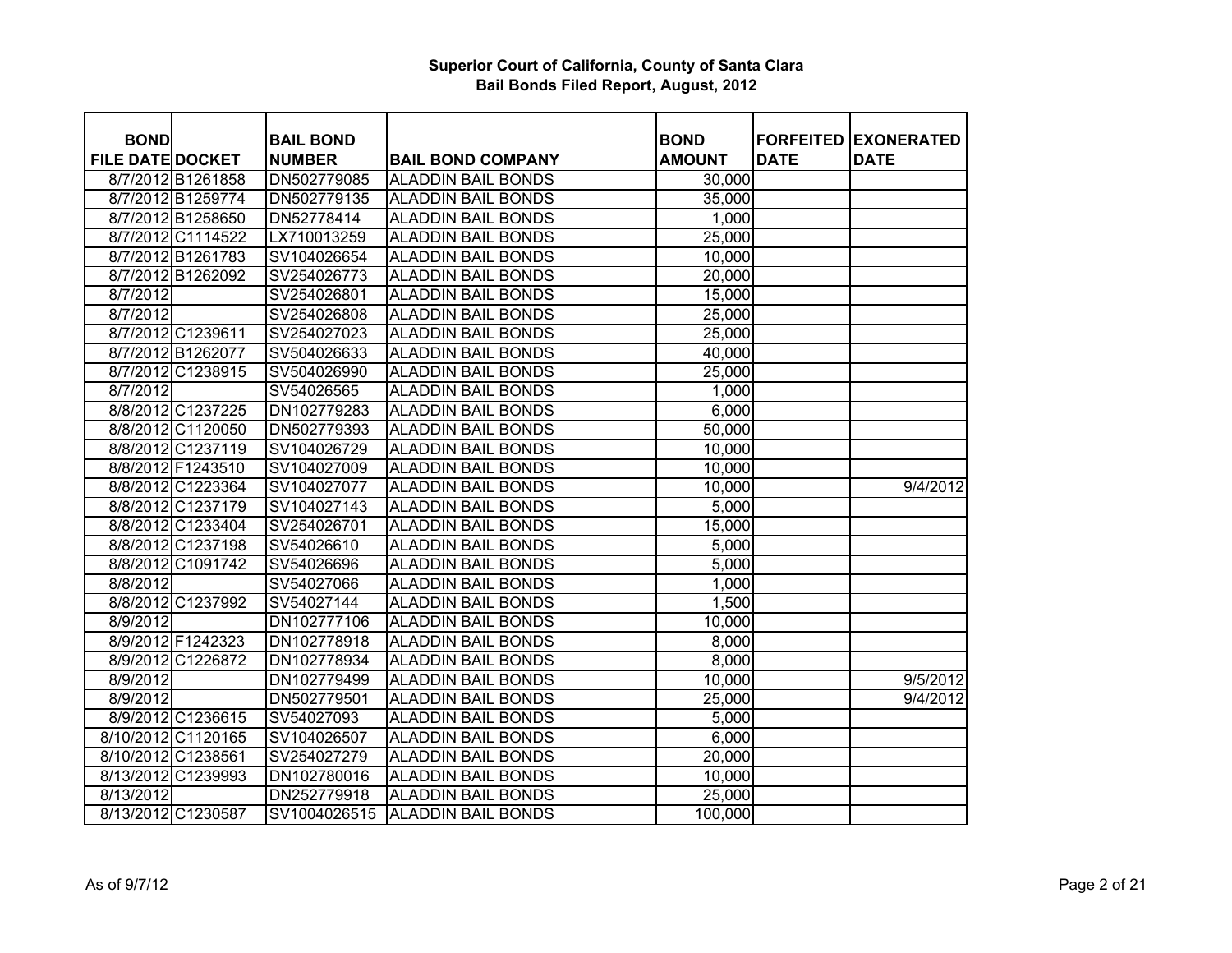# Superior Court of California, County of Santa Clara
## Bail Bonds Filed Report, August, 2012

| BOND FILE DATE | DOCKET | BAIL BOND NUMBER | BAIL BOND COMPANY | BOND AMOUNT | FORFEITED DATE | EXONERATED DATE |
|---|---|---|---|---|---|---|
| 8/7/2012 | B1261858 | DN502779085 | ALADDIN BAIL BONDS | 30,000 | | |
| 8/7/2012 | B1259774 | DN502779135 | ALADDIN BAIL BONDS | 35,000 | | |
| 8/7/2012 | B1258650 | DN52778414 | ALADDIN BAIL BONDS | 1,000 | | |
| 8/7/2012 | C1114522 | LX710013259 | ALADDIN BAIL BONDS | 25,000 | | |
| 8/7/2012 | B1261783 | SV104026654 | ALADDIN BAIL BONDS | 10,000 | | |
| 8/7/2012 | B1262092 | SV254026773 | ALADDIN BAIL BONDS | 20,000 | | |
| 8/7/2012 | | SV254026801 | ALADDIN BAIL BONDS | 15,000 | | |
| 8/7/2012 | | SV254026808 | ALADDIN BAIL BONDS | 25,000 | | |
| 8/7/2012 | C1239611 | SV254027023 | ALADDIN BAIL BONDS | 25,000 | | |
| 8/7/2012 | B1262077 | SV504026633 | ALADDIN BAIL BONDS | 40,000 | | |
| 8/7/2012 | C1238915 | SV504026990 | ALADDIN BAIL BONDS | 25,000 | | |
| 8/7/2012 | | SV54026565 | ALADDIN BAIL BONDS | 1,000 | | |
| 8/8/2012 | C1237225 | DN102779283 | ALADDIN BAIL BONDS | 6,000 | | |
| 8/8/2012 | C1120050 | DN502779393 | ALADDIN BAIL BONDS | 50,000 | | |
| 8/8/2012 | C1237119 | SV104026729 | ALADDIN BAIL BONDS | 10,000 | | |
| 8/8/2012 | F1243510 | SV104027009 | ALADDIN BAIL BONDS | 10,000 | | |
| 8/8/2012 | C1223364 | SV104027077 | ALADDIN BAIL BONDS | 10,000 | | 9/4/2012 |
| 8/8/2012 | C1237179 | SV104027143 | ALADDIN BAIL BONDS | 5,000 | | |
| 8/8/2012 | C1233404 | SV254026701 | ALADDIN BAIL BONDS | 15,000 | | |
| 8/8/2012 | C1237198 | SV54026610 | ALADDIN BAIL BONDS | 5,000 | | |
| 8/8/2012 | C1091742 | SV54026696 | ALADDIN BAIL BONDS | 5,000 | | |
| 8/8/2012 | | SV54027066 | ALADDIN BAIL BONDS | 1,000 | | |
| 8/8/2012 | C1237992 | SV54027144 | ALADDIN BAIL BONDS | 1,500 | | |
| 8/9/2012 | | DN102777106 | ALADDIN BAIL BONDS | 10,000 | | |
| 8/9/2012 | F1242323 | DN102778918 | ALADDIN BAIL BONDS | 8,000 | | |
| 8/9/2012 | C1226872 | DN102778934 | ALADDIN BAIL BONDS | 8,000 | | |
| 8/9/2012 | | DN102779499 | ALADDIN BAIL BONDS | 10,000 | | 9/5/2012 |
| 8/9/2012 | | DN502779501 | ALADDIN BAIL BONDS | 25,000 | | 9/4/2012 |
| 8/9/2012 | C1236615 | SV54027093 | ALADDIN BAIL BONDS | 5,000 | | |
| 8/10/2012 | C1120165 | SV104026507 | ALADDIN BAIL BONDS | 6,000 | | |
| 8/10/2012 | C1238561 | SV254027279 | ALADDIN BAIL BONDS | 20,000 | | |
| 8/13/2012 | C1239993 | DN102780016 | ALADDIN BAIL BONDS | 10,000 | | |
| 8/13/2012 | | DN252779918 | ALADDIN BAIL BONDS | 25,000 | | |
| 8/13/2012 | C1230587 | SV1004026515 | ALADDIN BAIL BONDS | 100,000 | | |

As of 9/7/12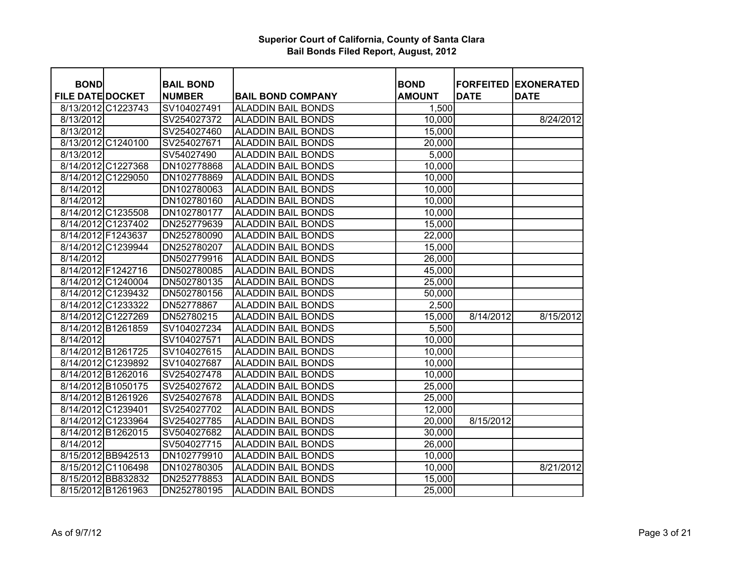# Superior Court of California, County of Santa Clara
## Bail Bonds Filed Report, August, 2012

| BOND FILE DATE | DOCKET | BAIL BOND NUMBER | BAIL BOND COMPANY | BOND AMOUNT | FORFEITED DATE | EXONERATED DATE |
|---|---|---|---|---|---|---|
| 8/13/2012 | C1223743 | SV104027491 | ALADDIN BAIL BONDS | 1,500 | | |
| 8/13/2012 | | SV254027372 | ALADDIN BAIL BONDS | 10,000 | | 8/24/2012 |
| 8/13/2012 | | SV254027460 | ALADDIN BAIL BONDS | 15,000 | | |
| 8/13/2012 | C1240100 | SV254027671 | ALADDIN BAIL BONDS | 20,000 | | |
| 8/13/2012 | | SV54027490 | ALADDIN BAIL BONDS | 5,000 | | |
| 8/14/2012 | C1227368 | DN102778868 | ALADDIN BAIL BONDS | 10,000 | | |
| 8/14/2012 | C1229050 | DN102778869 | ALADDIN BAIL BONDS | 10,000 | | |
| 8/14/2012 | | DN102780063 | ALADDIN BAIL BONDS | 10,000 | | |
| 8/14/2012 | | DN102780160 | ALADDIN BAIL BONDS | 10,000 | | |
| 8/14/2012 | C1235508 | DN102780177 | ALADDIN BAIL BONDS | 10,000 | | |
| 8/14/2012 | C1237402 | DN252779639 | ALADDIN BAIL BONDS | 15,000 | | |
| 8/14/2012 | F1243637 | DN252780090 | ALADDIN BAIL BONDS | 22,000 | | |
| 8/14/2012 | C1239944 | DN252780207 | ALADDIN BAIL BONDS | 15,000 | | |
| 8/14/2012 | | DN502779916 | ALADDIN BAIL BONDS | 26,000 | | |
| 8/14/2012 | F1242716 | DN502780085 | ALADDIN BAIL BONDS | 45,000 | | |
| 8/14/2012 | C1240004 | DN502780135 | ALADDIN BAIL BONDS | 25,000 | | |
| 8/14/2012 | C1239432 | DN502780156 | ALADDIN BAIL BONDS | 50,000 | | |
| 8/14/2012 | C1233322 | DN52778867 | ALADDIN BAIL BONDS | 2,500 | | |
| 8/14/2012 | C1227269 | DN52780215 | ALADDIN BAIL BONDS | 15,000 | 8/14/2012 | 8/15/2012 |
| 8/14/2012 | B1261859 | SV104027234 | ALADDIN BAIL BONDS | 5,500 | | |
| 8/14/2012 | | SV104027571 | ALADDIN BAIL BONDS | 10,000 | | |
| 8/14/2012 | B1261725 | SV104027615 | ALADDIN BAIL BONDS | 10,000 | | |
| 8/14/2012 | C1239892 | SV104027687 | ALADDIN BAIL BONDS | 10,000 | | |
| 8/14/2012 | B1262016 | SV254027478 | ALADDIN BAIL BONDS | 10,000 | | |
| 8/14/2012 | B1050175 | SV254027672 | ALADDIN BAIL BONDS | 25,000 | | |
| 8/14/2012 | B1261926 | SV254027678 | ALADDIN BAIL BONDS | 25,000 | | |
| 8/14/2012 | C1239401 | SV254027702 | ALADDIN BAIL BONDS | 12,000 | | |
| 8/14/2012 | C1233964 | SV254027785 | ALADDIN BAIL BONDS | 20,000 | 8/15/2012 | |
| 8/14/2012 | B1262015 | SV504027682 | ALADDIN BAIL BONDS | 30,000 | | |
| 8/14/2012 | | SV504027715 | ALADDIN BAIL BONDS | 26,000 | | |
| 8/15/2012 | BB942513 | DN102779910 | ALADDIN BAIL BONDS | 10,000 | | |
| 8/15/2012 | C1106498 | DN102780305 | ALADDIN BAIL BONDS | 10,000 | | 8/21/2012 |
| 8/15/2012 | BB832832 | DN252778853 | ALADDIN BAIL BONDS | 15,000 | | |
| 8/15/2012 | B1261963 | DN252780195 | ALADDIN BAIL BONDS | 25,000 | | |

As of 9/7/12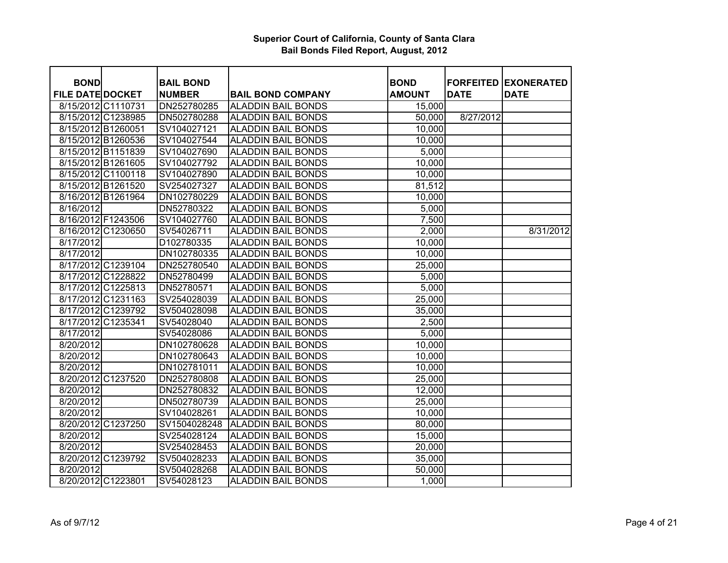# Superior Court of California, County of Santa Clara
## Bail Bonds Filed Report, August, 2012

| BOND FILE DATE | DOCKET | BAIL BOND NUMBER | BAIL BOND COMPANY | BOND AMOUNT | FORFEITED DATE | EXONERATED DATE |
|---|---|---|---|---|---|---|
| 8/15/2012 | C1110731 | DN252780285 | ALADDIN BAIL BONDS | 15,000 | | |
| 8/15/2012 | C1238985 | DN502780288 | ALADDIN BAIL BONDS | 50,000 | 8/27/2012 | |
| 8/15/2012 | B1260051 | SV104027121 | ALADDIN BAIL BONDS | 10,000 | | |
| 8/15/2012 | B1260536 | SV104027544 | ALADDIN BAIL BONDS | 10,000 | | |
| 8/15/2012 | B1151839 | SV104027690 | ALADDIN BAIL BONDS | 5,000 | | |
| 8/15/2012 | B1261605 | SV104027792 | ALADDIN BAIL BONDS | 10,000 | | |
| 8/15/2012 | C1100118 | SV104027890 | ALADDIN BAIL BONDS | 10,000 | | |
| 8/15/2012 | B1261520 | SV254027327 | ALADDIN BAIL BONDS | 81,512 | | |
| 8/16/2012 | B1261964 | DN102780229 | ALADDIN BAIL BONDS | 10,000 | | |
| 8/16/2012 | | DN52780322 | ALADDIN BAIL BONDS | 5,000 | | |
| 8/16/2012 | F1243506 | SV104027760 | ALADDIN BAIL BONDS | 7,500 | | |
| 8/16/2012 | C1230650 | SV54026711 | ALADDIN BAIL BONDS | 2,000 | | 8/31/2012 |
| 8/17/2012 | | D102780335 | ALADDIN BAIL BONDS | 10,000 | | |
| 8/17/2012 | | DN102780335 | ALADDIN BAIL BONDS | 10,000 | | |
| 8/17/2012 | C1239104 | DN252780540 | ALADDIN BAIL BONDS | 25,000 | | |
| 8/17/2012 | C1228822 | DN52780499 | ALADDIN BAIL BONDS | 5,000 | | |
| 8/17/2012 | C1225813 | DN52780571 | ALADDIN BAIL BONDS | 5,000 | | |
| 8/17/2012 | C1231163 | SV254028039 | ALADDIN BAIL BONDS | 25,000 | | |
| 8/17/2012 | C1239792 | SV504028098 | ALADDIN BAIL BONDS | 35,000 | | |
| 8/17/2012 | C1235341 | SV54028040 | ALADDIN BAIL BONDS | 2,500 | | |
| 8/17/2012 | | SV54028086 | ALADDIN BAIL BONDS | 5,000 | | |
| 8/20/2012 | | DN102780628 | ALADDIN BAIL BONDS | 10,000 | | |
| 8/20/2012 | | DN102780643 | ALADDIN BAIL BONDS | 10,000 | | |
| 8/20/2012 | | DN102781011 | ALADDIN BAIL BONDS | 10,000 | | |
| 8/20/2012 | C1237520 | DN252780808 | ALADDIN BAIL BONDS | 25,000 | | |
| 8/20/2012 | | DN252780832 | ALADDIN BAIL BONDS | 12,000 | | |
| 8/20/2012 | | DN502780739 | ALADDIN BAIL BONDS | 25,000 | | |
| 8/20/2012 | | SV104028261 | ALADDIN BAIL BONDS | 10,000 | | |
| 8/20/2012 | C1237250 | SV1504028248 | ALADDIN BAIL BONDS | 80,000 | | |
| 8/20/2012 | | SV254028124 | ALADDIN BAIL BONDS | 15,000 | | |
| 8/20/2012 | | SV254028453 | ALADDIN BAIL BONDS | 20,000 | | |
| 8/20/2012 | C1239792 | SV504028233 | ALADDIN BAIL BONDS | 35,000 | | |
| 8/20/2012 | | SV504028268 | ALADDIN BAIL BONDS | 50,000 | | |
| 8/20/2012 | C1223801 | SV54028123 | ALADDIN BAIL BONDS | 1,000 | | |

As of 9/7/12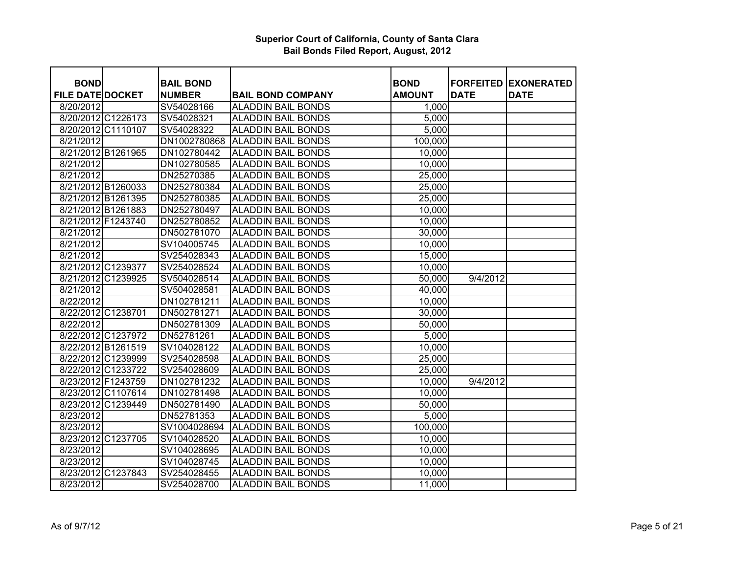# Superior Court of California, County of Santa Clara
## Bail Bonds Filed Report, August, 2012

| BOND FILE DATE | DOCKET | BAIL BOND NUMBER | BAIL BOND COMPANY | BOND AMOUNT | FORFEITED DATE | EXONERATED DATE |
|---|---|---|---|---|---|---|
| 8/20/2012 | | SV54028166 | ALADDIN BAIL BONDS | 1,000 | | |
| 8/20/2012 | C1226173 | SV54028321 | ALADDIN BAIL BONDS | 5,000 | | |
| 8/20/2012 | C1110107 | SV54028322 | ALADDIN BAIL BONDS | 5,000 | | |
| 8/21/2012 | | DN1002780868 | ALADDIN BAIL BONDS | 100,000 | | |
| 8/21/2012 | B1261965 | DN102780442 | ALADDIN BAIL BONDS | 10,000 | | |
| 8/21/2012 | | DN102780585 | ALADDIN BAIL BONDS | 10,000 | | |
| 8/21/2012 | | DN25270385 | ALADDIN BAIL BONDS | 25,000 | | |
| 8/21/2012 | B1260033 | DN252780384 | ALADDIN BAIL BONDS | 25,000 | | |
| 8/21/2012 | B1261395 | DN252780385 | ALADDIN BAIL BONDS | 25,000 | | |
| 8/21/2012 | B1261883 | DN252780497 | ALADDIN BAIL BONDS | 10,000 | | |
| 8/21/2012 | F1243740 | DN252780852 | ALADDIN BAIL BONDS | 10,000 | | |
| 8/21/2012 | | DN502781070 | ALADDIN BAIL BONDS | 30,000 | | |
| 8/21/2012 | | SV104005745 | ALADDIN BAIL BONDS | 10,000 | | |
| 8/21/2012 | | SV254028343 | ALADDIN BAIL BONDS | 15,000 | | |
| 8/21/2012 | C1239377 | SV254028524 | ALADDIN BAIL BONDS | 10,000 | | |
| 8/21/2012 | C1239925 | SV504028514 | ALADDIN BAIL BONDS | 50,000 | 9/4/2012 | |
| 8/21/2012 | | SV504028581 | ALADDIN BAIL BONDS | 40,000 | | |
| 8/22/2012 | | DN102781211 | ALADDIN BAIL BONDS | 10,000 | | |
| 8/22/2012 | C1238701 | DN502781271 | ALADDIN BAIL BONDS | 30,000 | | |
| 8/22/2012 | | DN502781309 | ALADDIN BAIL BONDS | 50,000 | | |
| 8/22/2012 | C1237972 | DN52781261 | ALADDIN BAIL BONDS | 5,000 | | |
| 8/22/2012 | B1261519 | SV104028122 | ALADDIN BAIL BONDS | 10,000 | | |
| 8/22/2012 | C1239999 | SV254028598 | ALADDIN BAIL BONDS | 25,000 | | |
| 8/22/2012 | C1233722 | SV254028609 | ALADDIN BAIL BONDS | 25,000 | | |
| 8/23/2012 | F1243759 | DN102781232 | ALADDIN BAIL BONDS | 10,000 | 9/4/2012 | |
| 8/23/2012 | C1107614 | DN102781498 | ALADDIN BAIL BONDS | 10,000 | | |
| 8/23/2012 | C1239449 | DN502781490 | ALADDIN BAIL BONDS | 50,000 | | |
| 8/23/2012 | | DN52781353 | ALADDIN BAIL BONDS | 5,000 | | |
| 8/23/2012 | | SV1004028694 | ALADDIN BAIL BONDS | 100,000 | | |
| 8/23/2012 | C1237705 | SV104028520 | ALADDIN BAIL BONDS | 10,000 | | |
| 8/23/2012 | | SV104028695 | ALADDIN BAIL BONDS | 10,000 | | |
| 8/23/2012 | | SV104028745 | ALADDIN BAIL BONDS | 10,000 | | |
| 8/23/2012 | C1237843 | SV254028455 | ALADDIN BAIL BONDS | 10,000 | | |
| 8/23/2012 | | SV254028700 | ALADDIN BAIL BONDS | 11,000 | | |

As of 9/7/12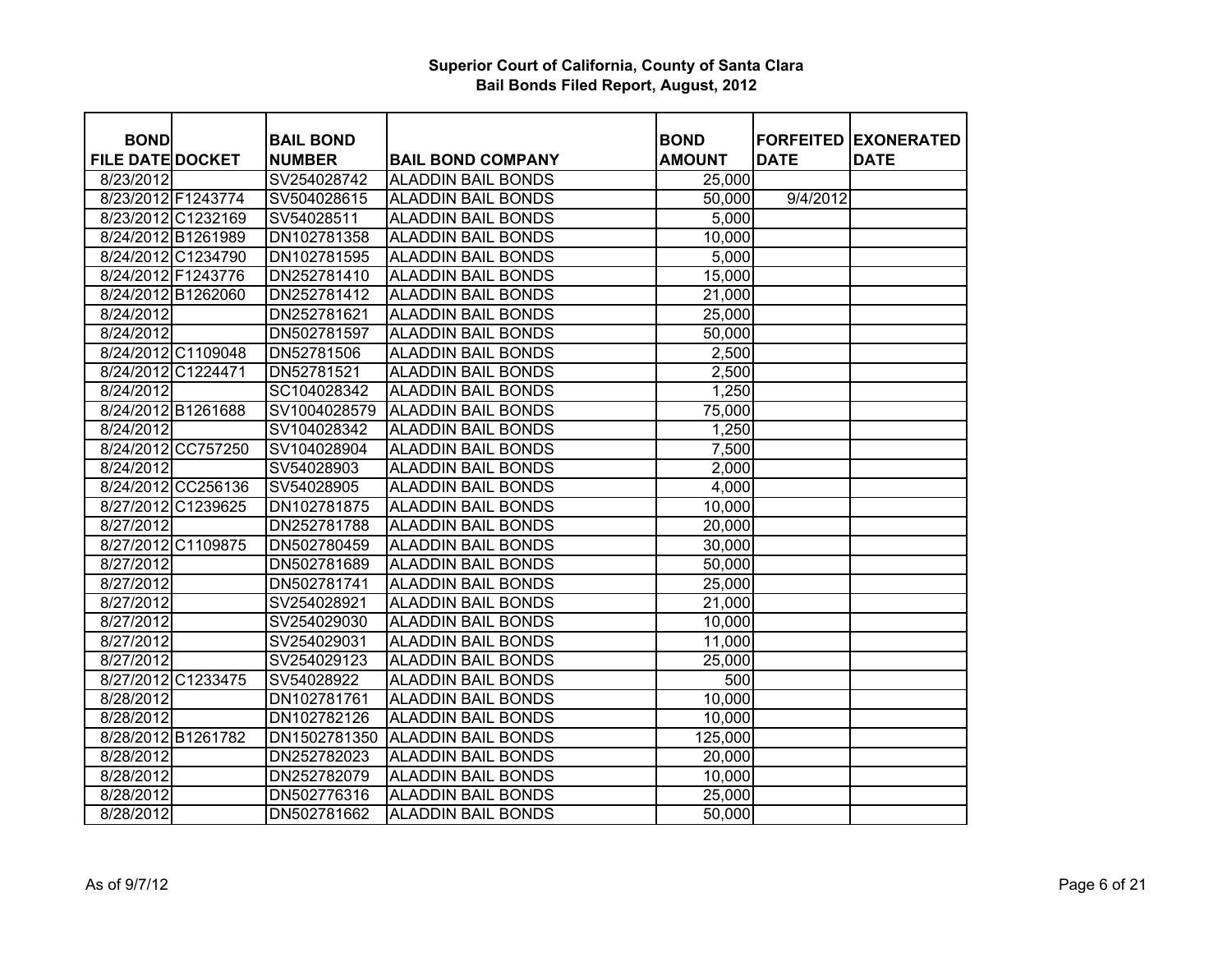# Superior Court of California, County of Santa Clara
## Bail Bonds Filed Report, August, 2012

| BOND FILE DATE | DOCKET | BAIL BOND NUMBER | BAIL BOND COMPANY | BOND AMOUNT | FORFEITED DATE | EXONERATED DATE |
|---|---|---|---|---|---|---|
| 8/23/2012 | | SV254028742 | ALADDIN BAIL BONDS | 25,000 | | |
| 8/23/2012 | F1243774 | SV504028615 | ALADDIN BAIL BONDS | 50,000 | 9/4/2012 | |
| 8/23/2012 | C1232169 | SV54028511 | ALADDIN BAIL BONDS | 5,000 | | |
| 8/24/2012 | B1261989 | DN102781358 | ALADDIN BAIL BONDS | 10,000 | | |
| 8/24/2012 | C1234790 | DN102781595 | ALADDIN BAIL BONDS | 5,000 | | |
| 8/24/2012 | F1243776 | DN252781410 | ALADDIN BAIL BONDS | 15,000 | | |
| 8/24/2012 | B1262060 | DN252781412 | ALADDIN BAIL BONDS | 21,000 | | |
| 8/24/2012 | | DN252781621 | ALADDIN BAIL BONDS | 25,000 | | |
| 8/24/2012 | | DN502781597 | ALADDIN BAIL BONDS | 50,000 | | |
| 8/24/2012 | C1109048 | DN52781506 | ALADDIN BAIL BONDS | 2,500 | | |
| 8/24/2012 | C1224471 | DN52781521 | ALADDIN BAIL BONDS | 2,500 | | |
| 8/24/2012 | | SC104028342 | ALADDIN BAIL BONDS | 1,250 | | |
| 8/24/2012 | B1261688 | SV1004028579 | ALADDIN BAIL BONDS | 75,000 | | |
| 8/24/2012 | | SV104028342 | ALADDIN BAIL BONDS | 1,250 | | |
| 8/24/2012 | CC757250 | SV104028904 | ALADDIN BAIL BONDS | 7,500 | | |
| 8/24/2012 | | SV54028903 | ALADDIN BAIL BONDS | 2,000 | | |
| 8/24/2012 | CC256136 | SV54028905 | ALADDIN BAIL BONDS | 4,000 | | |
| 8/27/2012 | C1239625 | DN102781875 | ALADDIN BAIL BONDS | 10,000 | | |
| 8/27/2012 | | DN252781788 | ALADDIN BAIL BONDS | 20,000 | | |
| 8/27/2012 | C1109875 | DN502780459 | ALADDIN BAIL BONDS | 30,000 | | |
| 8/27/2012 | | DN502781689 | ALADDIN BAIL BONDS | 50,000 | | |
| 8/27/2012 | | DN502781741 | ALADDIN BAIL BONDS | 25,000 | | |
| 8/27/2012 | | SV254028921 | ALADDIN BAIL BONDS | 21,000 | | |
| 8/27/2012 | | SV254029030 | ALADDIN BAIL BONDS | 10,000 | | |
| 8/27/2012 | | SV254029031 | ALADDIN BAIL BONDS | 11,000 | | |
| 8/27/2012 | | SV254029123 | ALADDIN BAIL BONDS | 25,000 | | |
| 8/27/2012 | C1233475 | SV54028922 | ALADDIN BAIL BONDS | 500 | | |
| 8/28/2012 | | DN102781761 | ALADDIN BAIL BONDS | 10,000 | | |
| 8/28/2012 | | DN102782126 | ALADDIN BAIL BONDS | 10,000 | | |
| 8/28/2012 | B1261782 | DN1502781350 | ALADDIN BAIL BONDS | 125,000 | | |
| 8/28/2012 | | DN252782023 | ALADDIN BAIL BONDS | 20,000 | | |
| 8/28/2012 | | DN252782079 | ALADDIN BAIL BONDS | 10,000 | | |
| 8/28/2012 | | DN502776316 | ALADDIN BAIL BONDS | 25,000 | | |
| 8/28/2012 | | DN502781662 | ALADDIN BAIL BONDS | 50,000 | | |

As of 9/7/12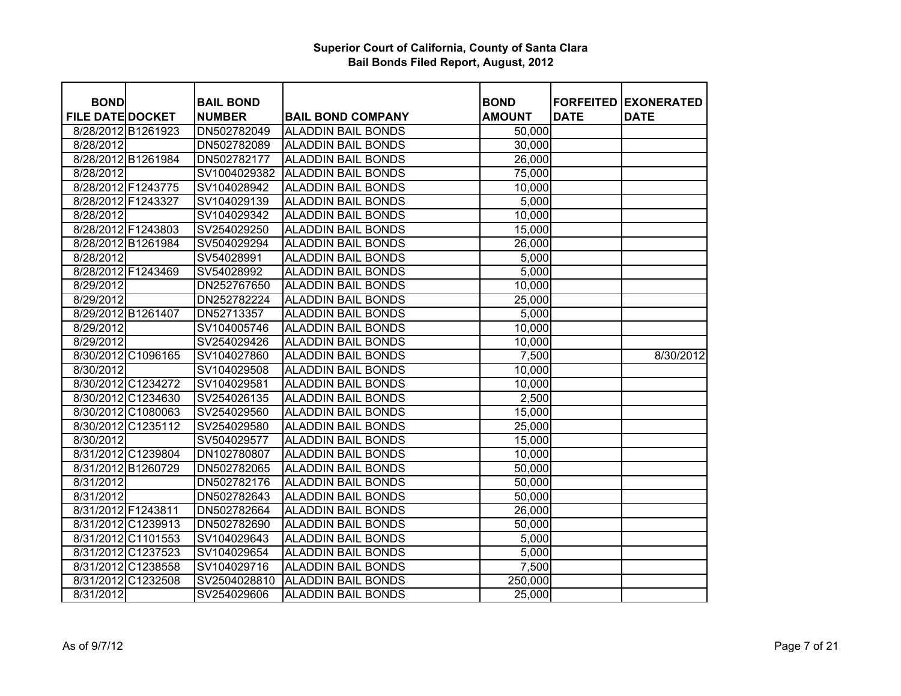# Superior Court of California, County of Santa Clara
## Bail Bonds Filed Report, August, 2012

| BOND FILE DATE | DOCKET | BAIL BOND NUMBER | BAIL BOND COMPANY | BOND AMOUNT | FORFEITED DATE | EXONERATED DATE |
|---|---|---|---|---|---|---|
| 8/28/2012 | B1261923 | DN502782049 | ALADDIN BAIL BONDS | 50,000 | | |
| 8/28/2012 | | DN502782089 | ALADDIN BAIL BONDS | 30,000 | | |
| 8/28/2012 | B1261984 | DN502782177 | ALADDIN BAIL BONDS | 26,000 | | |
| 8/28/2012 | | SV1004029382 | ALADDIN BAIL BONDS | 75,000 | | |
| 8/28/2012 | F1243775 | SV104028942 | ALADDIN BAIL BONDS | 10,000 | | |
| 8/28/2012 | F1243327 | SV104029139 | ALADDIN BAIL BONDS | 5,000 | | |
| 8/28/2012 | | SV104029342 | ALADDIN BAIL BONDS | 10,000 | | |
| 8/28/2012 | F1243803 | SV254029250 | ALADDIN BAIL BONDS | 15,000 | | |
| 8/28/2012 | B1261984 | SV504029294 | ALADDIN BAIL BONDS | 26,000 | | |
| 8/28/2012 | | SV54028991 | ALADDIN BAIL BONDS | 5,000 | | |
| 8/28/2012 | F1243469 | SV54028992 | ALADDIN BAIL BONDS | 5,000 | | |
| 8/29/2012 | | DN252767650 | ALADDIN BAIL BONDS | 10,000 | | |
| 8/29/2012 | | DN252782224 | ALADDIN BAIL BONDS | 25,000 | | |
| 8/29/2012 | B1261407 | DN52713357 | ALADDIN BAIL BONDS | 5,000 | | |
| 8/29/2012 | | SV104005746 | ALADDIN BAIL BONDS | 10,000 | | |
| 8/29/2012 | | SV254029426 | ALADDIN BAIL BONDS | 10,000 | | |
| 8/30/2012 | C1096165 | SV104027860 | ALADDIN BAIL BONDS | 7,500 | | 8/30/2012 |
| 8/30/2012 | | SV104029508 | ALADDIN BAIL BONDS | 10,000 | | |
| 8/30/2012 | C1234272 | SV104029581 | ALADDIN BAIL BONDS | 10,000 | | |
| 8/30/2012 | C1234630 | SV254026135 | ALADDIN BAIL BONDS | 2,500 | | |
| 8/30/2012 | C1080063 | SV254029560 | ALADDIN BAIL BONDS | 15,000 | | |
| 8/30/2012 | C1235112 | SV254029580 | ALADDIN BAIL BONDS | 25,000 | | |
| 8/30/2012 | | SV504029577 | ALADDIN BAIL BONDS | 15,000 | | |
| 8/31/2012 | C1239804 | DN102780807 | ALADDIN BAIL BONDS | 10,000 | | |
| 8/31/2012 | B1260729 | DN502782065 | ALADDIN BAIL BONDS | 50,000 | | |
| 8/31/2012 | | DN502782176 | ALADDIN BAIL BONDS | 50,000 | | |
| 8/31/2012 | | DN502782643 | ALADDIN BAIL BONDS | 50,000 | | |
| 8/31/2012 | F1243811 | DN502782664 | ALADDIN BAIL BONDS | 26,000 | | |
| 8/31/2012 | C1239913 | DN502782690 | ALADDIN BAIL BONDS | 50,000 | | |
| 8/31/2012 | C1101553 | SV104029643 | ALADDIN BAIL BONDS | 5,000 | | |
| 8/31/2012 | C1237523 | SV104029654 | ALADDIN BAIL BONDS | 5,000 | | |
| 8/31/2012 | C1238558 | SV104029716 | ALADDIN BAIL BONDS | 7,500 | | |
| 8/31/2012 | C1232508 | SV2504028810 | ALADDIN BAIL BONDS | 250,000 | | |
| 8/31/2012 | | SV254029606 | ALADDIN BAIL BONDS | 25,000 | | |

As of 9/7/12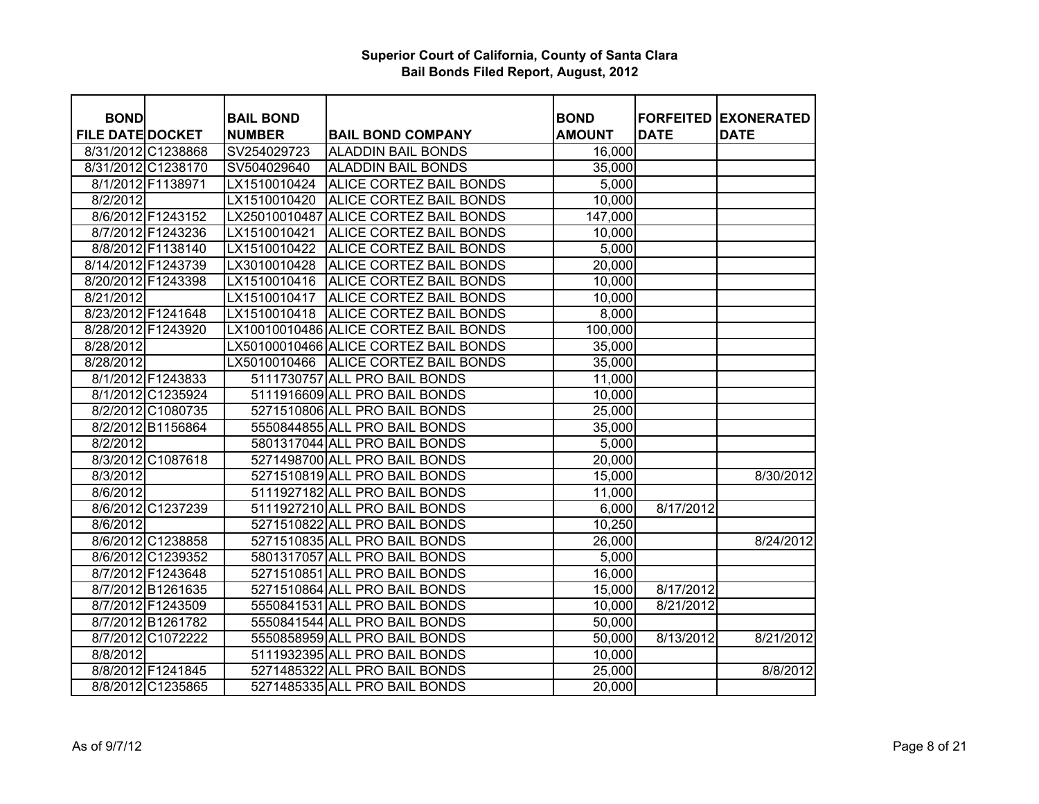# Superior Court of California, County of Santa Clara
## Bail Bonds Filed Report, August, 2012

| BOND FILE DATE | DOCKET | BAIL BOND NUMBER | BAIL BOND COMPANY | BOND AMOUNT | FORFEITED DATE | EXONERATED DATE |
|---|---|---|---|---|---|---|
| 8/31/2012 | C1238868 | SV254029723 | ALADDIN BAIL BONDS | 16,000 | | |
| 8/31/2012 | C1238170 | SV504029640 | ALADDIN BAIL BONDS | 35,000 | | |
| 8/1/2012 | F1138971 | LX1510010424 | ALICE CORTEZ BAIL BONDS | 5,000 | | |
| 8/2/2012 | | LX1510010420 | ALICE CORTEZ BAIL BONDS | 10,000 | | |
| 8/6/2012 | F1243152 | LX25010010487 | ALICE CORTEZ BAIL BONDS | 147,000 | | |
| 8/7/2012 | F1243236 | LX1510010421 | ALICE CORTEZ BAIL BONDS | 10,000 | | |
| 8/8/2012 | F1138140 | LX1510010422 | ALICE CORTEZ BAIL BONDS | 5,000 | | |
| 8/14/2012 | F1243739 | LX3010010428 | ALICE CORTEZ BAIL BONDS | 20,000 | | |
| 8/20/2012 | F1243398 | LX1510010416 | ALICE CORTEZ BAIL BONDS | 10,000 | | |
| 8/21/2012 | | LX1510010417 | ALICE CORTEZ BAIL BONDS | 10,000 | | |
| 8/23/2012 | F1241648 | LX1510010418 | ALICE CORTEZ BAIL BONDS | 8,000 | | |
| 8/28/2012 | F1243920 | LX10010010486 | ALICE CORTEZ BAIL BONDS | 100,000 | | |
| 8/28/2012 | | LX50100010466 | ALICE CORTEZ BAIL BONDS | 35,000 | | |
| 8/28/2012 | | LX5010010466 | ALICE CORTEZ BAIL BONDS | 35,000 | | |
| 8/1/2012 | F1243833 | 5111730757 | ALL PRO BAIL BONDS | 11,000 | | |
| 8/1/2012 | C1235924 | 5111916609 | ALL PRO BAIL BONDS | 10,000 | | |
| 8/2/2012 | C1080735 | 5271510806 | ALL PRO BAIL BONDS | 25,000 | | |
| 8/2/2012 | B1156864 | 5550844855 | ALL PRO BAIL BONDS | 35,000 | | |
| 8/2/2012 | | 5801317044 | ALL PRO BAIL BONDS | 5,000 | | |
| 8/3/2012 | C1087618 | 5271498700 | ALL PRO BAIL BONDS | 20,000 | | |
| 8/3/2012 | | 5271510819 | ALL PRO BAIL BONDS | 15,000 | | 8/30/2012 |
| 8/6/2012 | | 5111927182 | ALL PRO BAIL BONDS | 11,000 | | |
| 8/6/2012 | C1237239 | 5111927210 | ALL PRO BAIL BONDS | 6,000 | 8/17/2012 | |
| 8/6/2012 | | 5271510822 | ALL PRO BAIL BONDS | 10,250 | | |
| 8/6/2012 | C1238858 | 5271510835 | ALL PRO BAIL BONDS | 26,000 | | 8/24/2012 |
| 8/6/2012 | C1239352 | 5801317057 | ALL PRO BAIL BONDS | 5,000 | | |
| 8/7/2012 | F1243648 | 5271510851 | ALL PRO BAIL BONDS | 16,000 | | |
| 8/7/2012 | B1261635 | 5271510864 | ALL PRO BAIL BONDS | 15,000 | 8/17/2012 | |
| 8/7/2012 | F1243509 | 5550841531 | ALL PRO BAIL BONDS | 10,000 | 8/21/2012 | |
| 8/7/2012 | B1261782 | 5550841544 | ALL PRO BAIL BONDS | 50,000 | | |
| 8/7/2012 | C1072222 | 5550858959 | ALL PRO BAIL BONDS | 50,000 | 8/13/2012 | 8/21/2012 |
| 8/8/2012 | | 5111932395 | ALL PRO BAIL BONDS | 10,000 | | |
| 8/8/2012 | F1241845 | 5271485322 | ALL PRO BAIL BONDS | 25,000 | | 8/8/2012 |
| 8/8/2012 | C1235865 | 5271485335 | ALL PRO BAIL BONDS | 20,000 | | |

As of 9/7/12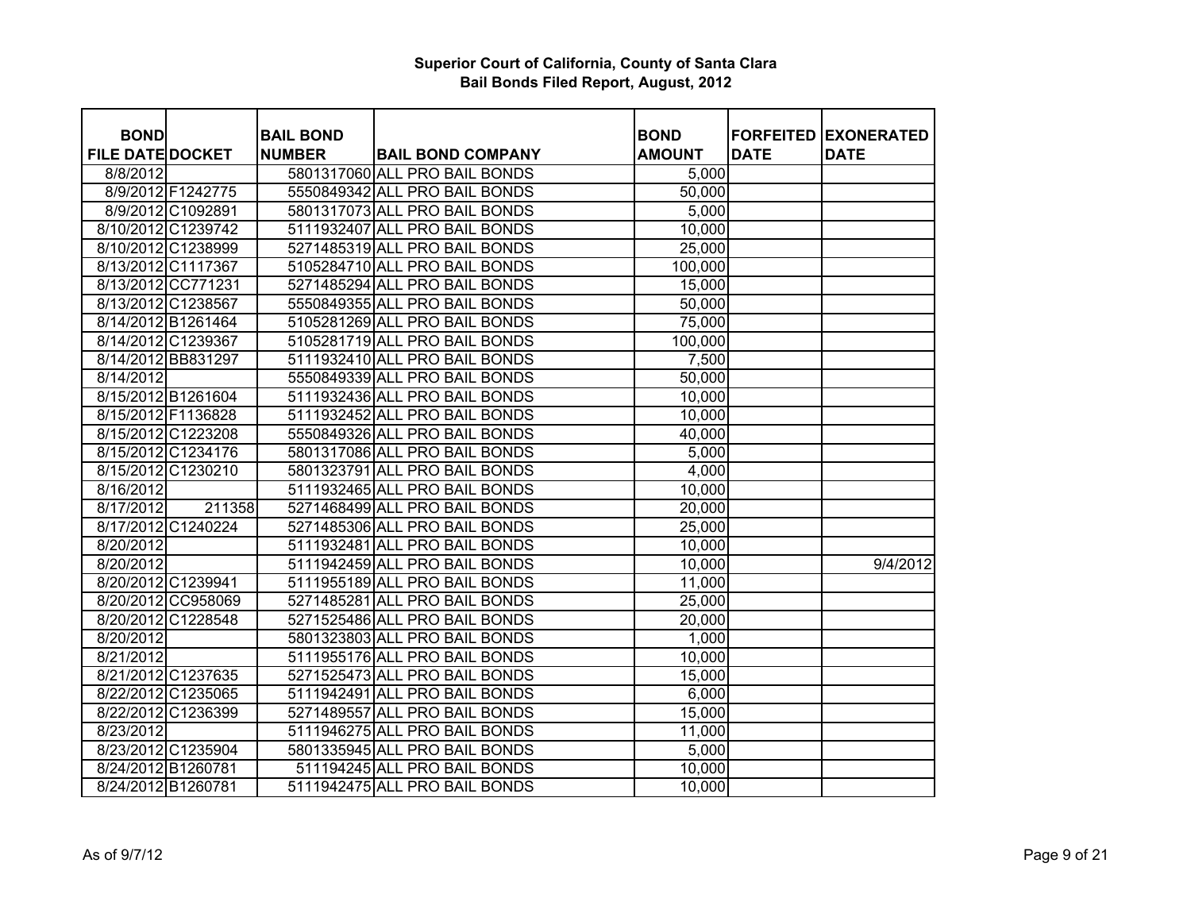# Superior Court of California, County of Santa Clara
## Bail Bonds Filed Report, August, 2012

| BOND FILE DATE | DOCKET | BAIL BOND NUMBER | BAIL BOND COMPANY | BOND AMOUNT | FORFEITED DATE | EXONERATED DATE |
|---|---|---|---|---|---|---|
| 8/8/2012 | | 5801317060 | ALL PRO BAIL BONDS | 5,000 | | |
| 8/9/2012 | F1242775 | 5550849342 | ALL PRO BAIL BONDS | 50,000 | | |
| 8/9/2012 | C1092891 | 5801317073 | ALL PRO BAIL BONDS | 5,000 | | |
| 8/10/2012 | C1239742 | 5111932407 | ALL PRO BAIL BONDS | 10,000 | | |
| 8/10/2012 | C1238999 | 5271485319 | ALL PRO BAIL BONDS | 25,000 | | |
| 8/13/2012 | C1117367 | 5105284710 | ALL PRO BAIL BONDS | 100,000 | | |
| 8/13/2012 | CC771231 | 5271485294 | ALL PRO BAIL BONDS | 15,000 | | |
| 8/13/2012 | C1238567 | 5550849355 | ALL PRO BAIL BONDS | 50,000 | | |
| 8/14/2012 | B1261464 | 5105281269 | ALL PRO BAIL BONDS | 75,000 | | |
| 8/14/2012 | C1239367 | 5105281719 | ALL PRO BAIL BONDS | 100,000 | | |
| 8/14/2012 | BB831297 | 5111932410 | ALL PRO BAIL BONDS | 7,500 | | |
| 8/14/2012 | | 5550849339 | ALL PRO BAIL BONDS | 50,000 | | |
| 8/15/2012 | B1261604 | 5111932436 | ALL PRO BAIL BONDS | 10,000 | | |
| 8/15/2012 | F1136828 | 5111932452 | ALL PRO BAIL BONDS | 10,000 | | |
| 8/15/2012 | C1223208 | 5550849326 | ALL PRO BAIL BONDS | 40,000 | | |
| 8/15/2012 | C1234176 | 5801317086 | ALL PRO BAIL BONDS | 5,000 | | |
| 8/15/2012 | C1230210 | 5801323791 | ALL PRO BAIL BONDS | 4,000 | | |
| 8/16/2012 | | 5111932465 | ALL PRO BAIL BONDS | 10,000 | | |
| 8/17/2012 | 211358 | 5271468499 | ALL PRO BAIL BONDS | 20,000 | | |
| 8/17/2012 | C1240224 | 5271485306 | ALL PRO BAIL BONDS | 25,000 | | |
| 8/20/2012 | | 5111932481 | ALL PRO BAIL BONDS | 10,000 | | |
| 8/20/2012 | | 5111942459 | ALL PRO BAIL BONDS | 10,000 | | 9/4/2012 |
| 8/20/2012 | C1239941 | 5111955189 | ALL PRO BAIL BONDS | 11,000 | | |
| 8/20/2012 | CC958069 | 5271485281 | ALL PRO BAIL BONDS | 25,000 | | |
| 8/20/2012 | C1228548 | 5271525486 | ALL PRO BAIL BONDS | 20,000 | | |
| 8/20/2012 | | 5801323803 | ALL PRO BAIL BONDS | 1,000 | | |
| 8/21/2012 | | 5111955176 | ALL PRO BAIL BONDS | 10,000 | | |
| 8/21/2012 | C1237635 | 5271525473 | ALL PRO BAIL BONDS | 15,000 | | |
| 8/22/2012 | C1235065 | 5111942491 | ALL PRO BAIL BONDS | 6,000 | | |
| 8/22/2012 | C1236399 | 5271489557 | ALL PRO BAIL BONDS | 15,000 | | |
| 8/23/2012 | | 5111946275 | ALL PRO BAIL BONDS | 11,000 | | |
| 8/23/2012 | C1235904 | 5801335945 | ALL PRO BAIL BONDS | 5,000 | | |
| 8/24/2012 | B1260781 | 511194245 | ALL PRO BAIL BONDS | 10,000 | | |
| 8/24/2012 | B1260781 | 5111942475 | ALL PRO BAIL BONDS | 10,000 | | |

As of 9/7/12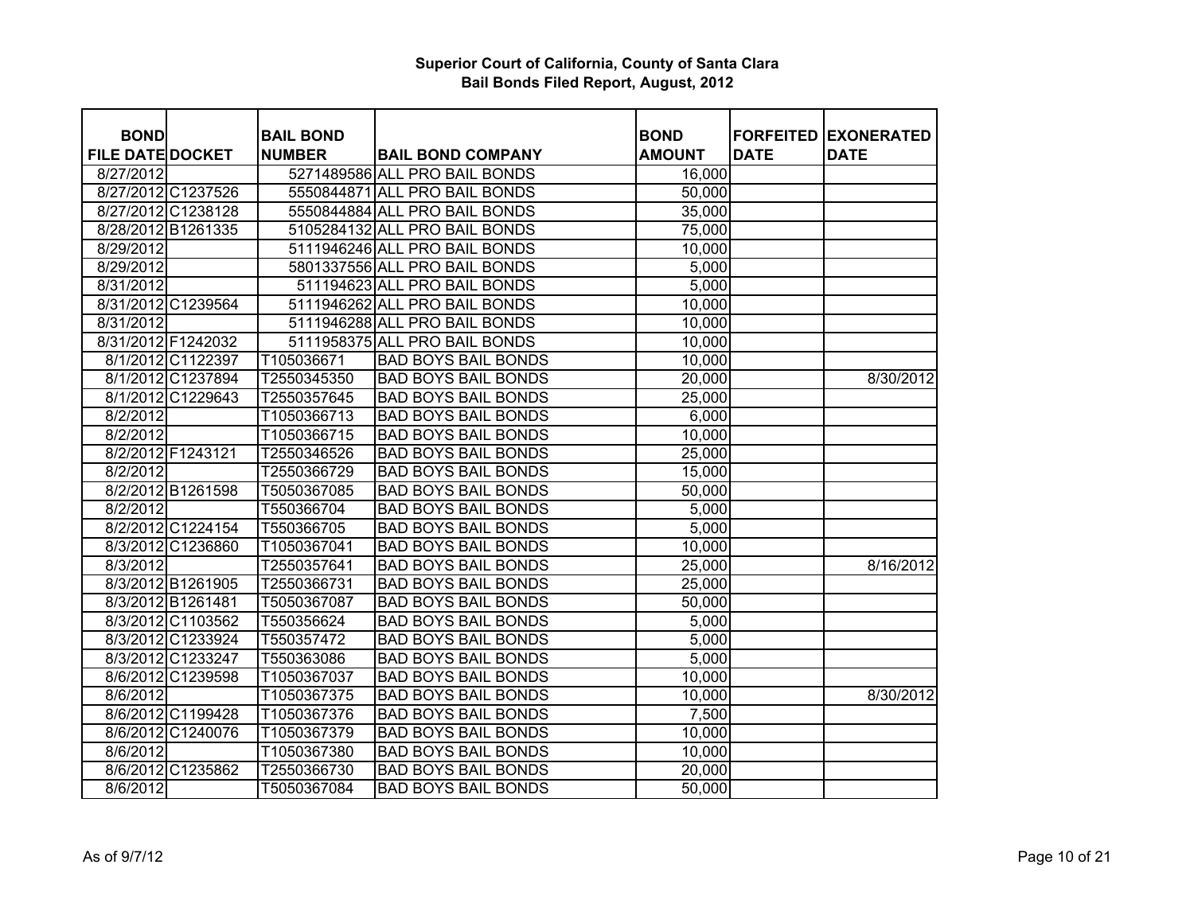# Superior Court of California, County of Santa Clara
## Bail Bonds Filed Report, August, 2012

| BOND FILE DATE | DOCKET | BAIL BOND NUMBER | BAIL BOND COMPANY | BOND AMOUNT | FORFEITED DATE | EXONERATED DATE |
|---|---|---|---|---|---|---|
| 8/27/2012 | | 5271489586 | ALL PRO BAIL BONDS | 16,000 | | |
| 8/27/2012 | C1237526 | 5550844871 | ALL PRO BAIL BONDS | 50,000 | | |
| 8/27/2012 | C1238128 | 5550844884 | ALL PRO BAIL BONDS | 35,000 | | |
| 8/28/2012 | B1261335 | 5105284132 | ALL PRO BAIL BONDS | 75,000 | | |
| 8/29/2012 | | 5111946246 | ALL PRO BAIL BONDS | 10,000 | | |
| 8/29/2012 | | 5801337556 | ALL PRO BAIL BONDS | 5,000 | | |
| 8/31/2012 | | 511194623 | ALL PRO BAIL BONDS | 5,000 | | |
| 8/31/2012 | C1239564 | 5111946262 | ALL PRO BAIL BONDS | 10,000 | | |
| 8/31/2012 | | 5111946288 | ALL PRO BAIL BONDS | 10,000 | | |
| 8/31/2012 | F1242032 | 5111958375 | ALL PRO BAIL BONDS | 10,000 | | |
| 8/1/2012 | C1122397 | T105036671 | BAD BOYS BAIL BONDS | 10,000 | | |
| 8/1/2012 | C1237894 | T2550345350 | BAD BOYS BAIL BONDS | 20,000 | | 8/30/2012 |
| 8/1/2012 | C1229643 | T2550357645 | BAD BOYS BAIL BONDS | 25,000 | | |
| 8/2/2012 | | T1050366713 | BAD BOYS BAIL BONDS | 6,000 | | |
| 8/2/2012 | | T1050366715 | BAD BOYS BAIL BONDS | 10,000 | | |
| 8/2/2012 | F1243121 | T2550346526 | BAD BOYS BAIL BONDS | 25,000 | | |
| 8/2/2012 | | T2550366729 | BAD BOYS BAIL BONDS | 15,000 | | |
| 8/2/2012 | B1261598 | T5050367085 | BAD BOYS BAIL BONDS | 50,000 | | |
| 8/2/2012 | | T550366704 | BAD BOYS BAIL BONDS | 5,000 | | |
| 8/2/2012 | C1224154 | T550366705 | BAD BOYS BAIL BONDS | 5,000 | | |
| 8/3/2012 | C1236860 | T1050367041 | BAD BOYS BAIL BONDS | 10,000 | | |
| 8/3/2012 | | T2550357641 | BAD BOYS BAIL BONDS | 25,000 | | 8/16/2012 |
| 8/3/2012 | B1261905 | T2550366731 | BAD BOYS BAIL BONDS | 25,000 | | |
| 8/3/2012 | B1261481 | T5050367087 | BAD BOYS BAIL BONDS | 50,000 | | |
| 8/3/2012 | C1103562 | T550356624 | BAD BOYS BAIL BONDS | 5,000 | | |
| 8/3/2012 | C1233924 | T550357472 | BAD BOYS BAIL BONDS | 5,000 | | |
| 8/3/2012 | C1233247 | T550363086 | BAD BOYS BAIL BONDS | 5,000 | | |
| 8/6/2012 | C1239598 | T1050367037 | BAD BOYS BAIL BONDS | 10,000 | | |
| 8/6/2012 | | T1050367375 | BAD BOYS BAIL BONDS | 10,000 | | 8/30/2012 |
| 8/6/2012 | C1199428 | T1050367376 | BAD BOYS BAIL BONDS | 7,500 | | |
| 8/6/2012 | C1240076 | T1050367379 | BAD BOYS BAIL BONDS | 10,000 | | |
| 8/6/2012 | | T1050367380 | BAD BOYS BAIL BONDS | 10,000 | | |
| 8/6/2012 | C1235862 | T2550366730 | BAD BOYS BAIL BONDS | 20,000 | | |
| 8/6/2012 | | T5050367084 | BAD BOYS BAIL BONDS | 50,000 | | |

As of 9/7/12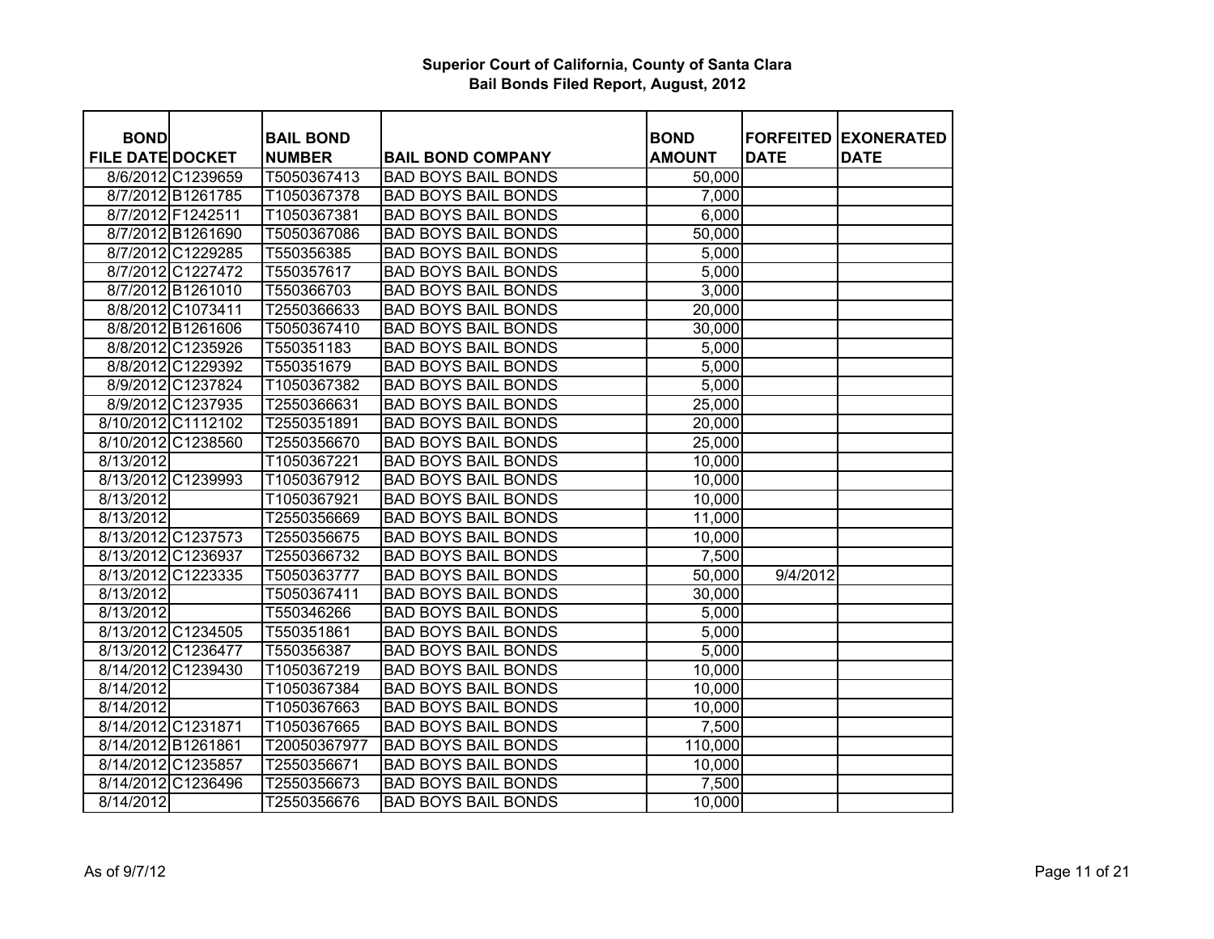# Superior Court of California, County of Santa Clara
## Bail Bonds Filed Report, August, 2012

| BOND FILE DATE | DOCKET | BAIL BOND NUMBER | BAIL BOND COMPANY | BOND AMOUNT | FORFEITED DATE | EXONERATED DATE |
|---|---|---|---|---|---|---|
| 8/6/2012 | C1239659 | T5050367413 | BAD BOYS BAIL BONDS | 50,000 | | |
| 8/7/2012 | B1261785 | T1050367378 | BAD BOYS BAIL BONDS | 7,000 | | |
| 8/7/2012 | F1242511 | T1050367381 | BAD BOYS BAIL BONDS | 6,000 | | |
| 8/7/2012 | B1261690 | T5050367086 | BAD BOYS BAIL BONDS | 50,000 | | |
| 8/7/2012 | C1229285 | T550356385 | BAD BOYS BAIL BONDS | 5,000 | | |
| 8/7/2012 | C1227472 | T550357617 | BAD BOYS BAIL BONDS | 5,000 | | |
| 8/7/2012 | B1261010 | T550366703 | BAD BOYS BAIL BONDS | 3,000 | | |
| 8/8/2012 | C1073411 | T2550366633 | BAD BOYS BAIL BONDS | 20,000 | | |
| 8/8/2012 | B1261606 | T5050367410 | BAD BOYS BAIL BONDS | 30,000 | | |
| 8/8/2012 | C1235926 | T550351183 | BAD BOYS BAIL BONDS | 5,000 | | |
| 8/8/2012 | C1229392 | T550351679 | BAD BOYS BAIL BONDS | 5,000 | | |
| 8/9/2012 | C1237824 | T1050367382 | BAD BOYS BAIL BONDS | 5,000 | | |
| 8/9/2012 | C1237935 | T2550366631 | BAD BOYS BAIL BONDS | 25,000 | | |
| 8/10/2012 | C1112102 | T2550351891 | BAD BOYS BAIL BONDS | 20,000 | | |
| 8/10/2012 | C1238560 | T2550356670 | BAD BOYS BAIL BONDS | 25,000 | | |
| 8/13/2012 | | T1050367221 | BAD BOYS BAIL BONDS | 10,000 | | |
| 8/13/2012 | C1239993 | T1050367912 | BAD BOYS BAIL BONDS | 10,000 | | |
| 8/13/2012 | | T1050367921 | BAD BOYS BAIL BONDS | 10,000 | | |
| 8/13/2012 | | T2550356669 | BAD BOYS BAIL BONDS | 11,000 | | |
| 8/13/2012 | C1237573 | T2550356675 | BAD BOYS BAIL BONDS | 10,000 | | |
| 8/13/2012 | C1236937 | T2550366732 | BAD BOYS BAIL BONDS | 7,500 | | |
| 8/13/2012 | C1223335 | T5050363777 | BAD BOYS BAIL BONDS | 50,000 | 9/4/2012 | |
| 8/13/2012 | | T5050367411 | BAD BOYS BAIL BONDS | 30,000 | | |
| 8/13/2012 | | T550346266 | BAD BOYS BAIL BONDS | 5,000 | | |
| 8/13/2012 | C1234505 | T550351861 | BAD BOYS BAIL BONDS | 5,000 | | |
| 8/13/2012 | C1236477 | T550356387 | BAD BOYS BAIL BONDS | 5,000 | | |
| 8/14/2012 | C1239430 | T1050367219 | BAD BOYS BAIL BONDS | 10,000 | | |
| 8/14/2012 | | T1050367384 | BAD BOYS BAIL BONDS | 10,000 | | |
| 8/14/2012 | | T1050367663 | BAD BOYS BAIL BONDS | 10,000 | | |
| 8/14/2012 | C1231871 | T1050367665 | BAD BOYS BAIL BONDS | 7,500 | | |
| 8/14/2012 | B1261861 | T20050367977 | BAD BOYS BAIL BONDS | 110,000 | | |
| 8/14/2012 | C1235857 | T2550356671 | BAD BOYS BAIL BONDS | 10,000 | | |
| 8/14/2012 | C1236496 | T2550356673 | BAD BOYS BAIL BONDS | 7,500 | | |
| 8/14/2012 | | T2550356676 | BAD BOYS BAIL BONDS | 10,000 | | |

As of 9/7/12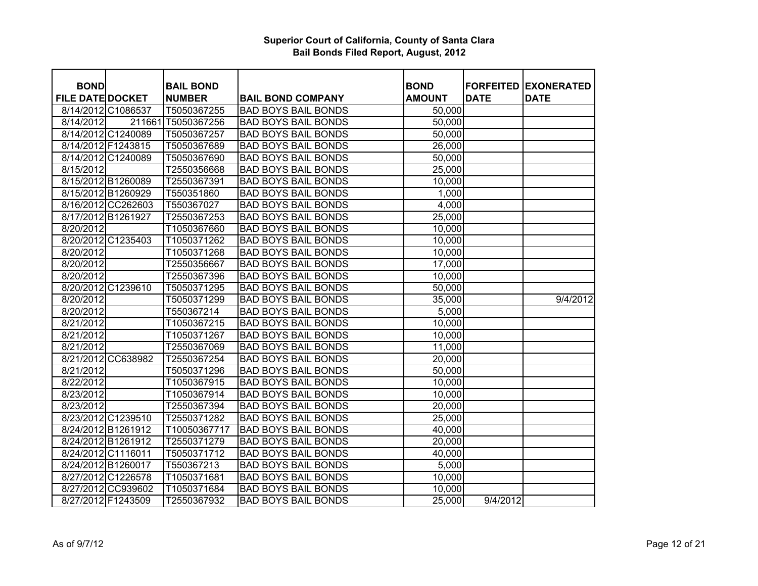# Superior Court of California, County of Santa Clara
## Bail Bonds Filed Report, August, 2012

| BOND FILE DATE | DOCKET | BAIL BOND NUMBER | BAIL BOND COMPANY | BOND AMOUNT | FORFEITED DATE | EXONERATED DATE |
|---|---|---|---|---|---|---|
| 8/14/2012 | C1086537 | T5050367255 | BAD BOYS BAIL BONDS | 50,000 | | |
| 8/14/2012 | 211661 | T5050367256 | BAD BOYS BAIL BONDS | 50,000 | | |
| 8/14/2012 | C1240089 | T5050367257 | BAD BOYS BAIL BONDS | 50,000 | | |
| 8/14/2012 | F1243815 | T5050367689 | BAD BOYS BAIL BONDS | 26,000 | | |
| 8/14/2012 | C1240089 | T5050367690 | BAD BOYS BAIL BONDS | 50,000 | | |
| 8/15/2012 | | T2550356668 | BAD BOYS BAIL BONDS | 25,000 | | |
| 8/15/2012 | B1260089 | T2550367391 | BAD BOYS BAIL BONDS | 10,000 | | |
| 8/15/2012 | B1260929 | T550351860 | BAD BOYS BAIL BONDS | 1,000 | | |
| 8/16/2012 | CC262603 | T550367027 | BAD BOYS BAIL BONDS | 4,000 | | |
| 8/17/2012 | B1261927 | T2550367253 | BAD BOYS BAIL BONDS | 25,000 | | |
| 8/20/2012 | | T1050367660 | BAD BOYS BAIL BONDS | 10,000 | | |
| 8/20/2012 | C1235403 | T1050371262 | BAD BOYS BAIL BONDS | 10,000 | | |
| 8/20/2012 | | T1050371268 | BAD BOYS BAIL BONDS | 10,000 | | |
| 8/20/2012 | | T2550356667 | BAD BOYS BAIL BONDS | 17,000 | | |
| 8/20/2012 | | T2550367396 | BAD BOYS BAIL BONDS | 10,000 | | |
| 8/20/2012 | C1239610 | T5050371295 | BAD BOYS BAIL BONDS | 50,000 | | |
| 8/20/2012 | | T5050371299 | BAD BOYS BAIL BONDS | 35,000 | | 9/4/2012 |
| 8/20/2012 | | T550367214 | BAD BOYS BAIL BONDS | 5,000 | | |
| 8/21/2012 | | T1050367215 | BAD BOYS BAIL BONDS | 10,000 | | |
| 8/21/2012 | | T1050371267 | BAD BOYS BAIL BONDS | 10,000 | | |
| 8/21/2012 | | T2550367069 | BAD BOYS BAIL BONDS | 11,000 | | |
| 8/21/2012 | CC638982 | T2550367254 | BAD BOYS BAIL BONDS | 20,000 | | |
| 8/21/2012 | | T5050371296 | BAD BOYS BAIL BONDS | 50,000 | | |
| 8/22/2012 | | T1050367915 | BAD BOYS BAIL BONDS | 10,000 | | |
| 8/23/2012 | | T1050367914 | BAD BOYS BAIL BONDS | 10,000 | | |
| 8/23/2012 | | T2550367394 | BAD BOYS BAIL BONDS | 20,000 | | |
| 8/23/2012 | C1239510 | T2550371282 | BAD BOYS BAIL BONDS | 25,000 | | |
| 8/24/2012 | B1261912 | T10050367717 | BAD BOYS BAIL BONDS | 40,000 | | |
| 8/24/2012 | B1261912 | T2550371279 | BAD BOYS BAIL BONDS | 20,000 | | |
| 8/24/2012 | C1116011 | T5050371712 | BAD BOYS BAIL BONDS | 40,000 | | |
| 8/24/2012 | B1260017 | T550367213 | BAD BOYS BAIL BONDS | 5,000 | | |
| 8/27/2012 | C1226578 | T1050371681 | BAD BOYS BAIL BONDS | 10,000 | | |
| 8/27/2012 | CC939602 | T1050371684 | BAD BOYS BAIL BONDS | 10,000 | | |
| 8/27/2012 | F1243509 | T2550367932 | BAD BOYS BAIL BONDS | 25,000 | 9/4/2012 | |

As of 9/7/12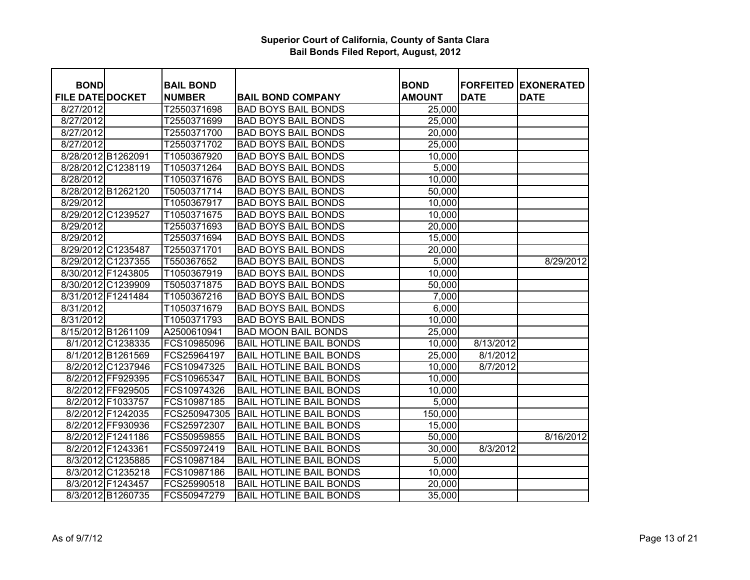# Superior Court of California, County of Santa Clara
## Bail Bonds Filed Report, August, 2012

| BOND FILE DATE | DOCKET | BAIL BOND NUMBER | BAIL BOND COMPANY | BOND AMOUNT | FORFEITED DATE | EXONERATED DATE |
|---|---|---|---|---|---|---|
| 8/27/2012 | | T2550371698 | BAD BOYS BAIL BONDS | 25,000 | | |
| 8/27/2012 | | T2550371699 | BAD BOYS BAIL BONDS | 25,000 | | |
| 8/27/2012 | | T2550371700 | BAD BOYS BAIL BONDS | 20,000 | | |
| 8/27/2012 | | T2550371702 | BAD BOYS BAIL BONDS | 25,000 | | |
| 8/28/2012 | B1262091 | T1050367920 | BAD BOYS BAIL BONDS | 10,000 | | |
| 8/28/2012 | C1238119 | T1050371264 | BAD BOYS BAIL BONDS | 5,000 | | |
| 8/28/2012 | | T1050371676 | BAD BOYS BAIL BONDS | 10,000 | | |
| 8/28/2012 | B1262120 | T5050371714 | BAD BOYS BAIL BONDS | 50,000 | | |
| 8/29/2012 | | T1050367917 | BAD BOYS BAIL BONDS | 10,000 | | |
| 8/29/2012 | C1239527 | T1050371675 | BAD BOYS BAIL BONDS | 10,000 | | |
| 8/29/2012 | | T2550371693 | BAD BOYS BAIL BONDS | 20,000 | | |
| 8/29/2012 | | T2550371694 | BAD BOYS BAIL BONDS | 15,000 | | |
| 8/29/2012 | C1235487 | T2550371701 | BAD BOYS BAIL BONDS | 20,000 | | |
| 8/29/2012 | C1237355 | T550367652 | BAD BOYS BAIL BONDS | 5,000 | | 8/29/2012 |
| 8/30/2012 | F1243805 | T1050367919 | BAD BOYS BAIL BONDS | 10,000 | | |
| 8/30/2012 | C1239909 | T5050371875 | BAD BOYS BAIL BONDS | 50,000 | | |
| 8/31/2012 | F1241484 | T1050367216 | BAD BOYS BAIL BONDS | 7,000 | | |
| 8/31/2012 | | T1050371679 | BAD BOYS BAIL BONDS | 6,000 | | |
| 8/31/2012 | | T1050371793 | BAD BOYS BAIL BONDS | 10,000 | | |
| 8/15/2012 | B1261109 | A2500610941 | BAD MOON BAIL BONDS | 25,000 | | |
| 8/1/2012 | C1238335 | FCS10985096 | BAIL HOTLINE BAIL BONDS | 10,000 | 8/13/2012 | |
| 8/1/2012 | B1261569 | FCS25964197 | BAIL HOTLINE BAIL BONDS | 25,000 | 8/1/2012 | |
| 8/2/2012 | C1237946 | FCS10947325 | BAIL HOTLINE BAIL BONDS | 10,000 | 8/7/2012 | |
| 8/2/2012 | FF929395 | FCS10965347 | BAIL HOTLINE BAIL BONDS | 10,000 | | |
| 8/2/2012 | FF929505 | FCS10974326 | BAIL HOTLINE BAIL BONDS | 10,000 | | |
| 8/2/2012 | F1033757 | FCS10987185 | BAIL HOTLINE BAIL BONDS | 5,000 | | |
| 8/2/2012 | F1242035 | FCS250947305 | BAIL HOTLINE BAIL BONDS | 150,000 | | |
| 8/2/2012 | FF930936 | FCS25972307 | BAIL HOTLINE BAIL BONDS | 15,000 | | |
| 8/2/2012 | F1241186 | FCS50959855 | BAIL HOTLINE BAIL BONDS | 50,000 | | 8/16/2012 |
| 8/2/2012 | F1243361 | FCS50972419 | BAIL HOTLINE BAIL BONDS | 30,000 | 8/3/2012 | |
| 8/3/2012 | C1235885 | FCS10987184 | BAIL HOTLINE BAIL BONDS | 5,000 | | |
| 8/3/2012 | C1235218 | FCS10987186 | BAIL HOTLINE BAIL BONDS | 10,000 | | |
| 8/3/2012 | F1243457 | FCS25990518 | BAIL HOTLINE BAIL BONDS | 20,000 | | |
| 8/3/2012 | B1260735 | FCS50947279 | BAIL HOTLINE BAIL BONDS | 35,000 | | |

As of 9/7/12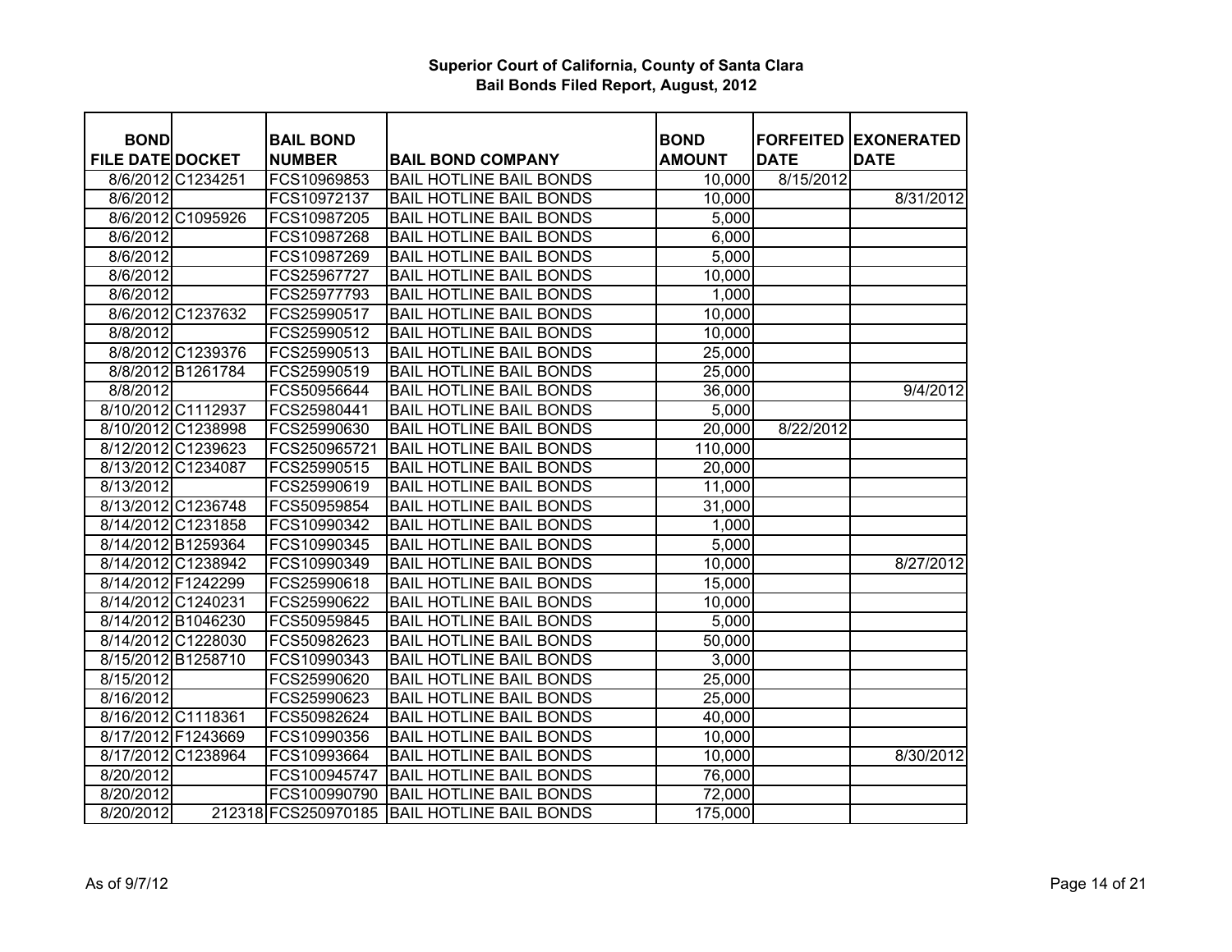**Superior Court of California, County of Santa Clara**
**Bail Bonds Filed Report, August, 2012**

| BOND FILE DATE | DOCKET | BAIL BOND NUMBER | BAIL BOND COMPANY | BOND AMOUNT | FORFEITED DATE | EXONERATED DATE |
|---|---|---|---|---|---|---|
| 8/6/2012 | C1234251 | FCS10969853 | BAIL HOTLINE BAIL BONDS | 10,000 | 8/15/2012 | |
| 8/6/2012 | | FCS10972137 | BAIL HOTLINE BAIL BONDS | 10,000 | | 8/31/2012 |
| 8/6/2012 | C1095926 | FCS10987205 | BAIL HOTLINE BAIL BONDS | 5,000 | | |
| 8/6/2012 | | FCS10987268 | BAIL HOTLINE BAIL BONDS | 6,000 | | |
| 8/6/2012 | | FCS10987269 | BAIL HOTLINE BAIL BONDS | 5,000 | | |
| 8/6/2012 | | FCS25967727 | BAIL HOTLINE BAIL BONDS | 10,000 | | |
| 8/6/2012 | | FCS25977793 | BAIL HOTLINE BAIL BONDS | 1,000 | | |
| 8/6/2012 | C1237632 | FCS25990517 | BAIL HOTLINE BAIL BONDS | 10,000 | | |
| 8/8/2012 | | FCS25990512 | BAIL HOTLINE BAIL BONDS | 10,000 | | |
| 8/8/2012 | C1239376 | FCS25990513 | BAIL HOTLINE BAIL BONDS | 25,000 | | |
| 8/8/2012 | B1261784 | FCS25990519 | BAIL HOTLINE BAIL BONDS | 25,000 | | |
| 8/8/2012 | | FCS50956644 | BAIL HOTLINE BAIL BONDS | 36,000 | | 9/4/2012 |
| 8/10/2012 | C1112937 | FCS25980441 | BAIL HOTLINE BAIL BONDS | 5,000 | | |
| 8/10/2012 | C1238998 | FCS25990630 | BAIL HOTLINE BAIL BONDS | 20,000 | 8/22/2012 | |
| 8/12/2012 | C1239623 | FCS250965721 | BAIL HOTLINE BAIL BONDS | 110,000 | | |
| 8/13/2012 | C1234087 | FCS25990515 | BAIL HOTLINE BAIL BONDS | 20,000 | | |
| 8/13/2012 | | FCS25990619 | BAIL HOTLINE BAIL BONDS | 11,000 | | |
| 8/13/2012 | C1236748 | FCS50959854 | BAIL HOTLINE BAIL BONDS | 31,000 | | |
| 8/14/2012 | C1231858 | FCS10990342 | BAIL HOTLINE BAIL BONDS | 1,000 | | |
| 8/14/2012 | B1259364 | FCS10990345 | BAIL HOTLINE BAIL BONDS | 5,000 | | |
| 8/14/2012 | C1238942 | FCS10990349 | BAIL HOTLINE BAIL BONDS | 10,000 | | 8/27/2012 |
| 8/14/2012 | F1242299 | FCS25990618 | BAIL HOTLINE BAIL BONDS | 15,000 | | |
| 8/14/2012 | C1240231 | FCS25990622 | BAIL HOTLINE BAIL BONDS | 10,000 | | |
| 8/14/2012 | B1046230 | FCS50959845 | BAIL HOTLINE BAIL BONDS | 5,000 | | |
| 8/14/2012 | C1228030 | FCS50982623 | BAIL HOTLINE BAIL BONDS | 50,000 | | |
| 8/15/2012 | B1258710 | FCS10990343 | BAIL HOTLINE BAIL BONDS | 3,000 | | |
| 8/15/2012 | | FCS25990620 | BAIL HOTLINE BAIL BONDS | 25,000 | | |
| 8/16/2012 | | FCS25990623 | BAIL HOTLINE BAIL BONDS | 25,000 | | |
| 8/16/2012 | C1118361 | FCS50982624 | BAIL HOTLINE BAIL BONDS | 40,000 | | |
| 8/17/2012 | F1243669 | FCS10990356 | BAIL HOTLINE BAIL BONDS | 10,000 | | |
| 8/17/2012 | C1238964 | FCS10993664 | BAIL HOTLINE BAIL BONDS | 10,000 | | 8/30/2012 |
| 8/20/2012 | | FCS100945747 | BAIL HOTLINE BAIL BONDS | 76,000 | | |
| 8/20/2012 | | FCS100990790 | BAIL HOTLINE BAIL BONDS | 72,000 | | |
| 8/20/2012 | 212318 | FCS250970185 | BAIL HOTLINE BAIL BONDS | 175,000 | | |

As of 9/7/12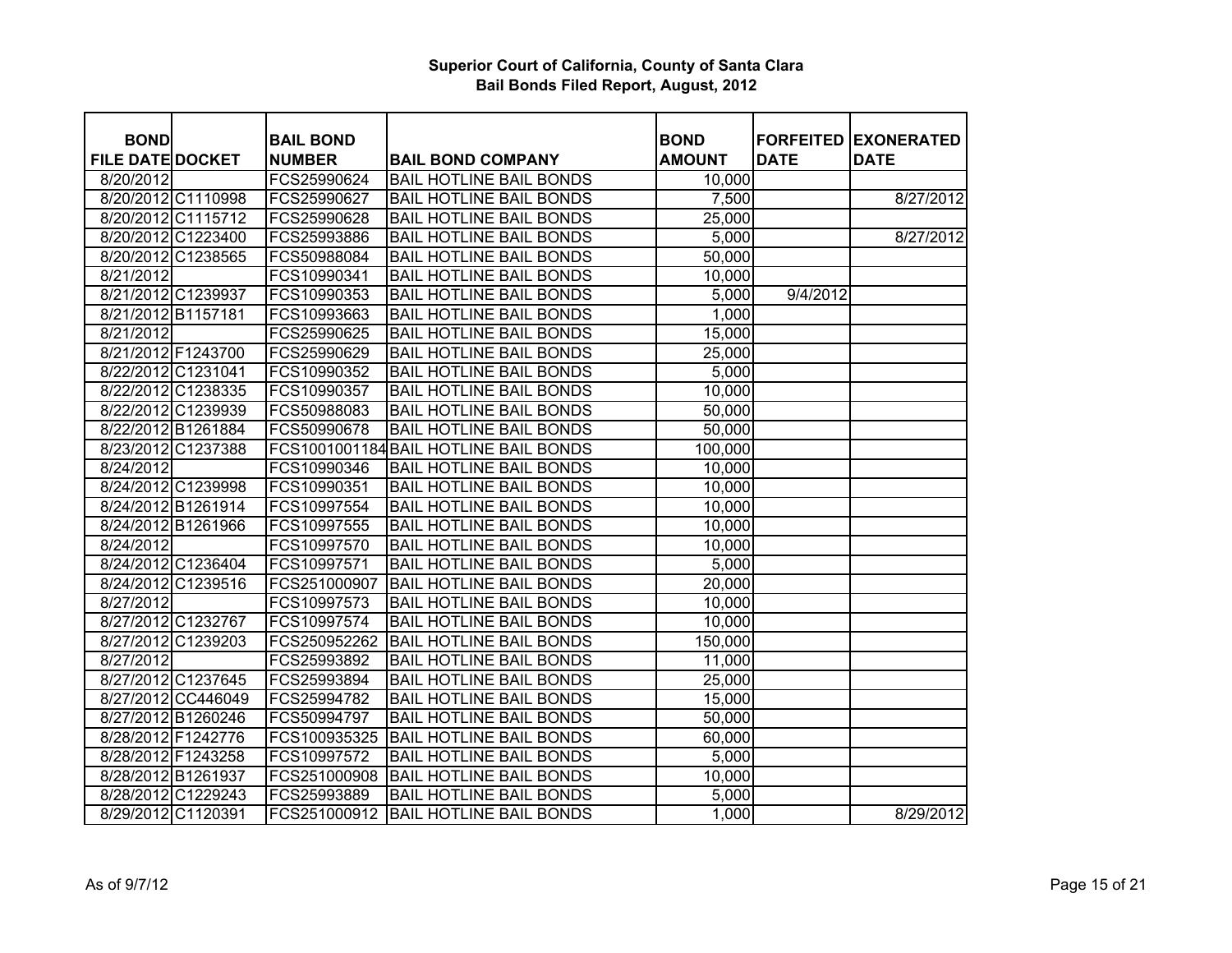# Superior Court of California, County of Santa Clara

## Bail Bonds Filed Report, August, 2012

| BOND FILE DATE | DOCKET | BAIL BOND NUMBER | BAIL BOND COMPANY | BOND AMOUNT | FORFEITED DATE | EXONERATED DATE |
|---|---|---|---|---|---|---|
| 8/20/2012 | | FCS25990624 | BAIL HOTLINE BAIL BONDS | 10,000 | | |
| 8/20/2012 | C1110998 | FCS25990627 | BAIL HOTLINE BAIL BONDS | 7,500 | | 8/27/2012 |
| 8/20/2012 | C1115712 | FCS25990628 | BAIL HOTLINE BAIL BONDS | 25,000 | | |
| 8/20/2012 | C1223400 | FCS25993886 | BAIL HOTLINE BAIL BONDS | 5,000 | | 8/27/2012 |
| 8/20/2012 | C1238565 | FCS50988084 | BAIL HOTLINE BAIL BONDS | 50,000 | | |
| 8/21/2012 | | FCS10990341 | BAIL HOTLINE BAIL BONDS | 10,000 | | |
| 8/21/2012 | C1239937 | FCS10990353 | BAIL HOTLINE BAIL BONDS | 5,000 | 9/4/2012 | |
| 8/21/2012 | B1157181 | FCS10993663 | BAIL HOTLINE BAIL BONDS | 1,000 | | |
| 8/21/2012 | | FCS25990625 | BAIL HOTLINE BAIL BONDS | 15,000 | | |
| 8/21/2012 | F1243700 | FCS25990629 | BAIL HOTLINE BAIL BONDS | 25,000 | | |
| 8/22/2012 | C1231041 | FCS10990352 | BAIL HOTLINE BAIL BONDS | 5,000 | | |
| 8/22/2012 | C1238335 | FCS10990357 | BAIL HOTLINE BAIL BONDS | 10,000 | | |
| 8/22/2012 | C1239939 | FCS50988083 | BAIL HOTLINE BAIL BONDS | 50,000 | | |
| 8/22/2012 | B1261884 | FCS50990678 | BAIL HOTLINE BAIL BONDS | 50,000 | | |
| 8/23/2012 | C1237388 | FCS1001001184 | BAIL HOTLINE BAIL BONDS | 100,000 | | |
| 8/24/2012 | | FCS10990346 | BAIL HOTLINE BAIL BONDS | 10,000 | | |
| 8/24/2012 | C1239998 | FCS10990351 | BAIL HOTLINE BAIL BONDS | 10,000 | | |
| 8/24/2012 | B1261914 | FCS10997554 | BAIL HOTLINE BAIL BONDS | 10,000 | | |
| 8/24/2012 | B1261966 | FCS10997555 | BAIL HOTLINE BAIL BONDS | 10,000 | | |
| 8/24/2012 | | FCS10997570 | BAIL HOTLINE BAIL BONDS | 10,000 | | |
| 8/24/2012 | C1236404 | FCS10997571 | BAIL HOTLINE BAIL BONDS | 5,000 | | |
| 8/24/2012 | C1239516 | FCS251000907 | BAIL HOTLINE BAIL BONDS | 20,000 | | |
| 8/27/2012 | | FCS10997573 | BAIL HOTLINE BAIL BONDS | 10,000 | | |
| 8/27/2012 | C1232767 | FCS10997574 | BAIL HOTLINE BAIL BONDS | 10,000 | | |
| 8/27/2012 | C1239203 | FCS250952262 | BAIL HOTLINE BAIL BONDS | 150,000 | | |
| 8/27/2012 | | FCS25993892 | BAIL HOTLINE BAIL BONDS | 11,000 | | |
| 8/27/2012 | C1237645 | FCS25993894 | BAIL HOTLINE BAIL BONDS | 25,000 | | |
| 8/27/2012 | CC446049 | FCS25994782 | BAIL HOTLINE BAIL BONDS | 15,000 | | |
| 8/27/2012 | B1260246 | FCS50994797 | BAIL HOTLINE BAIL BONDS | 50,000 | | |
| 8/28/2012 | F1242776 | FCS100935325 | BAIL HOTLINE BAIL BONDS | 60,000 | | |
| 8/28/2012 | F1243258 | FCS10997572 | BAIL HOTLINE BAIL BONDS | 5,000 | | |
| 8/28/2012 | B1261937 | FCS251000908 | BAIL HOTLINE BAIL BONDS | 10,000 | | |
| 8/28/2012 | C1229243 | FCS25993889 | BAIL HOTLINE BAIL BONDS | 5,000 | | |
| 8/29/2012 | C1120391 | FCS251000912 | BAIL HOTLINE BAIL BONDS | 1,000 | | 8/29/2012 |

As of 9/7/12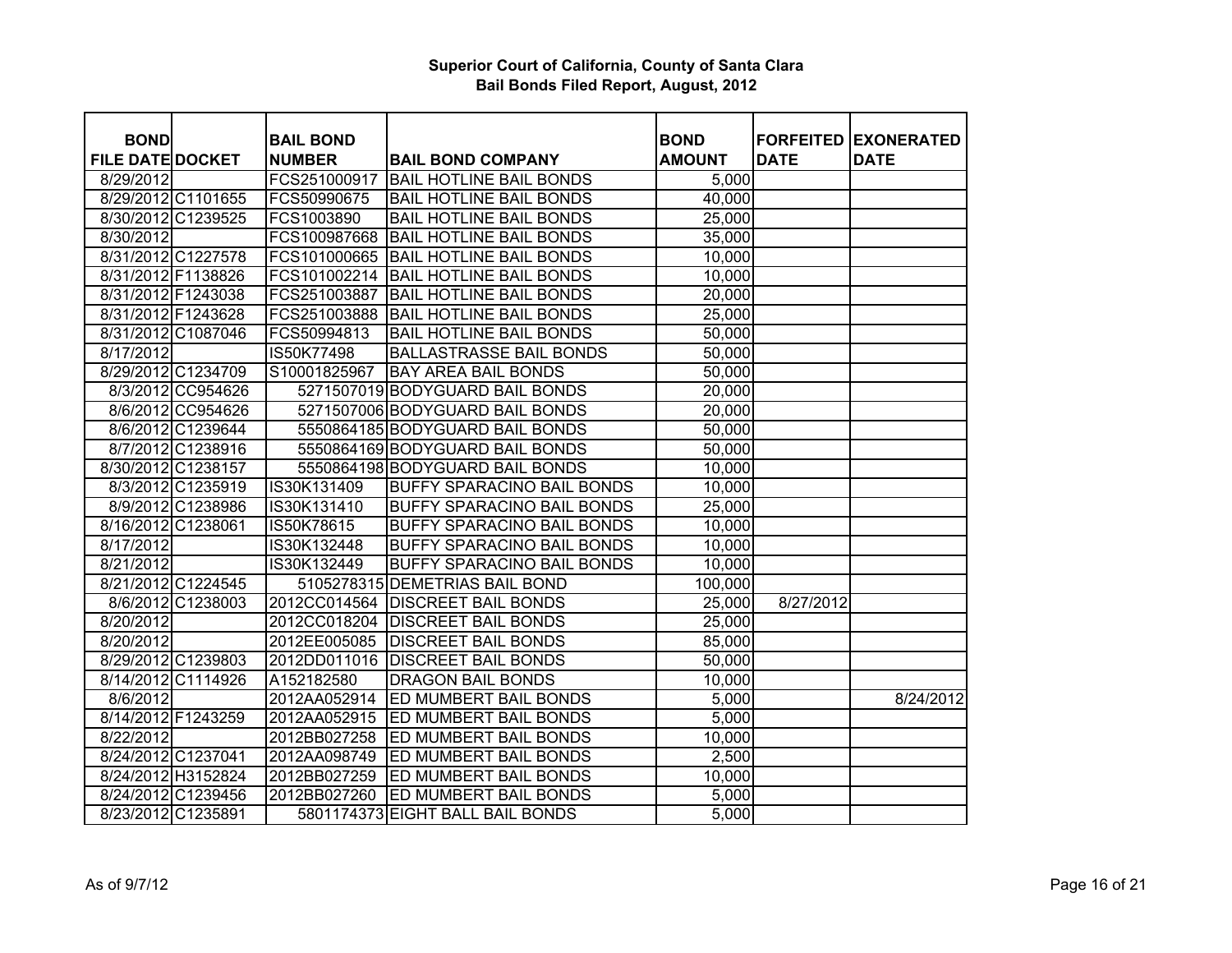**Superior Court of California, County of Santa Clara**
**Bail Bonds Filed Report, August, 2012**

| BOND FILE DATE | DOCKET | BAIL BOND NUMBER | BAIL BOND COMPANY | BOND AMOUNT | FORFEITED DATE | EXONERATED DATE |
|---|---|---|---|---|---|---|
| 8/29/2012 | | FCS251000917 | BAIL HOTLINE BAIL BONDS | 5,000 | | |
| 8/29/2012 | C1101655 | FCS50990675 | BAIL HOTLINE BAIL BONDS | 40,000 | | |
| 8/30/2012 | C1239525 | FCS1003890 | BAIL HOTLINE BAIL BONDS | 25,000 | | |
| 8/30/2012 | | FCS100987668 | BAIL HOTLINE BAIL BONDS | 35,000 | | |
| 8/31/2012 | C1227578 | FCS101000665 | BAIL HOTLINE BAIL BONDS | 10,000 | | |
| 8/31/2012 | F1138826 | FCS101002214 | BAIL HOTLINE BAIL BONDS | 10,000 | | |
| 8/31/2012 | F1243038 | FCS251003887 | BAIL HOTLINE BAIL BONDS | 20,000 | | |
| 8/31/2012 | F1243628 | FCS251003888 | BAIL HOTLINE BAIL BONDS | 25,000 | | |
| 8/31/2012 | C1087046 | FCS50994813 | BAIL HOTLINE BAIL BONDS | 50,000 | | |
| 8/17/2012 | | IS50K77498 | BALLASTRASSE BAIL BONDS | 50,000 | | |
| 8/29/2012 | C1234709 | S10001825967 | BAY AREA BAIL BONDS | 50,000 | | |
| 8/3/2012 | CC954626 | 5271507019 | BODYGUARD BAIL BONDS | 20,000 | | |
| 8/6/2012 | CC954626 | 5271507006 | BODYGUARD BAIL BONDS | 20,000 | | |
| 8/6/2012 | C1239644 | 5550864185 | BODYGUARD BAIL BONDS | 50,000 | | |
| 8/7/2012 | C1238916 | 5550864169 | BODYGUARD BAIL BONDS | 50,000 | | |
| 8/30/2012 | C1238157 | 5550864198 | BODYGUARD BAIL BONDS | 10,000 | | |
| 8/3/2012 | C1235919 | IS30K131409 | BUFFY SPARACINO BAIL BONDS | 10,000 | | |
| 8/9/2012 | C1238986 | IS30K131410 | BUFFY SPARACINO BAIL BONDS | 25,000 | | |
| 8/16/2012 | C1238061 | IS50K78615 | BUFFY SPARACINO BAIL BONDS | 10,000 | | |
| 8/17/2012 | | IS30K132448 | BUFFY SPARACINO BAIL BONDS | 10,000 | | |
| 8/21/2012 | | IS30K132449 | BUFFY SPARACINO BAIL BONDS | 10,000 | | |
| 8/21/2012 | C1224545 | 5105278315 | DEMETRIAS BAIL BOND | 100,000 | | |
| 8/6/2012 | C1238003 | 2012CC014564 | DISCREET BAIL BONDS | 25,000 | 8/27/2012 | |
| 8/20/2012 | | 2012CC018204 | DISCREET BAIL BONDS | 25,000 | | |
| 8/20/2012 | | 2012EE005085 | DISCREET BAIL BONDS | 85,000 | | |
| 8/29/2012 | C1239803 | 2012DD011016 | DISCREET BAIL BONDS | 50,000 | | |
| 8/14/2012 | C1114926 | A152182580 | DRAGON BAIL BONDS | 10,000 | | |
| 8/6/2012 | | 2012AA052914 | ED MUMBERT BAIL BONDS | 5,000 | | 8/24/2012 |
| 8/14/2012 | F1243259 | 2012AA052915 | ED MUMBERT BAIL BONDS | 5,000 | | |
| 8/22/2012 | | 2012BB027258 | ED MUMBERT BAIL BONDS | 10,000 | | |
| 8/24/2012 | C1237041 | 2012AA098749 | ED MUMBERT BAIL BONDS | 2,500 | | |
| 8/24/2012 | H3152824 | 2012BB027259 | ED MUMBERT BAIL BONDS | 10,000 | | |
| 8/24/2012 | C1239456 | 2012BB027260 | ED MUMBERT BAIL BONDS | 5,000 | | |
| 8/23/2012 | C1235891 | 5801174373 | EIGHT BALL BAIL BONDS | 5,000 | | |

As of 9/7/12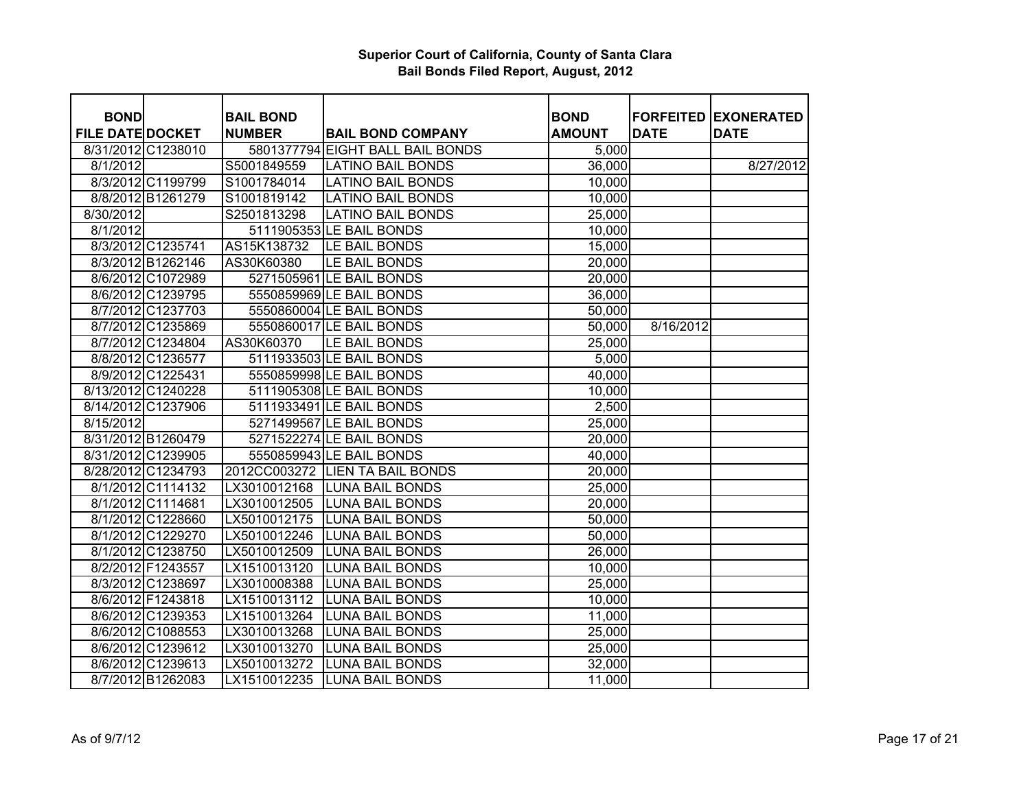# Superior Court of California, County of Santa Clara
## Bail Bonds Filed Report, August, 2012

| BOND FILE DATE | DOCKET | BAIL BOND NUMBER | BAIL BOND COMPANY | BOND AMOUNT | FORFEITED DATE | EXONERATED DATE |
|---|---|---|---|---|---|---|
| 8/31/2012 | C1238010 | 5801377794 | EIGHT BALL BAIL BONDS | 5,000 | | |
| 8/1/2012 | | S5001849559 | LATINO BAIL BONDS | 36,000 | | 8/27/2012 |
| 8/3/2012 | C1199799 | S1001784014 | LATINO BAIL BONDS | 10,000 | | |
| 8/8/2012 | B1261279 | S1001819142 | LATINO BAIL BONDS | 10,000 | | |
| 8/30/2012 | | S2501813298 | LATINO BAIL BONDS | 25,000 | | |
| 8/1/2012 | | 5111905353 | LE BAIL BONDS | 10,000 | | |
| 8/3/2012 | C1235741 | AS15K138732 | LE BAIL BONDS | 15,000 | | |
| 8/3/2012 | B1262146 | AS30K60380 | LE BAIL BONDS | 20,000 | | |
| 8/6/2012 | C1072989 | 5271505961 | LE BAIL BONDS | 20,000 | | |
| 8/6/2012 | C1239795 | 5550859969 | LE BAIL BONDS | 36,000 | | |
| 8/7/2012 | C1237703 | 5550860004 | LE BAIL BONDS | 50,000 | | |
| 8/7/2012 | C1235869 | 5550860017 | LE BAIL BONDS | 50,000 | 8/16/2012 | |
| 8/7/2012 | C1234804 | AS30K60370 | LE BAIL BONDS | 25,000 | | |
| 8/8/2012 | C1236577 | 5111933503 | LE BAIL BONDS | 5,000 | | |
| 8/9/2012 | C1225431 | 5550859998 | LE BAIL BONDS | 40,000 | | |
| 8/13/2012 | C1240228 | 5111905308 | LE BAIL BONDS | 10,000 | | |
| 8/14/2012 | C1237906 | 5111933491 | LE BAIL BONDS | 2,500 | | |
| 8/15/2012 | | 5271499567 | LE BAIL BONDS | 25,000 | | |
| 8/31/2012 | B1260479 | 5271522274 | LE BAIL BONDS | 20,000 | | |
| 8/31/2012 | C1239905 | 5550859943 | LE BAIL BONDS | 40,000 | | |
| 8/28/2012 | C1234793 | 2012CC003272 | LIEN TA BAIL BONDS | 20,000 | | |
| 8/1/2012 | C1114132 | LX3010012168 | LUNA BAIL BONDS | 25,000 | | |
| 8/1/2012 | C1114681 | LX3010012505 | LUNA BAIL BONDS | 20,000 | | |
| 8/1/2012 | C1228660 | LX5010012175 | LUNA BAIL BONDS | 50,000 | | |
| 8/1/2012 | C1229270 | LX5010012246 | LUNA BAIL BONDS | 50,000 | | |
| 8/1/2012 | C1238750 | LX5010012509 | LUNA BAIL BONDS | 26,000 | | |
| 8/2/2012 | F1243557 | LX1510013120 | LUNA BAIL BONDS | 10,000 | | |
| 8/3/2012 | C1238697 | LX3010008388 | LUNA BAIL BONDS | 25,000 | | |
| 8/6/2012 | F1243818 | LX1510013112 | LUNA BAIL BONDS | 10,000 | | |
| 8/6/2012 | C1239353 | LX1510013264 | LUNA BAIL BONDS | 11,000 | | |
| 8/6/2012 | C1088553 | LX3010013268 | LUNA BAIL BONDS | 25,000 | | |
| 8/6/2012 | C1239612 | LX3010013270 | LUNA BAIL BONDS | 25,000 | | |
| 8/6/2012 | C1239613 | LX5010013272 | LUNA BAIL BONDS | 32,000 | | |
| 8/7/2012 | B1262083 | LX1510012235 | LUNA BAIL BONDS | 11,000 | | |

As of 9/7/12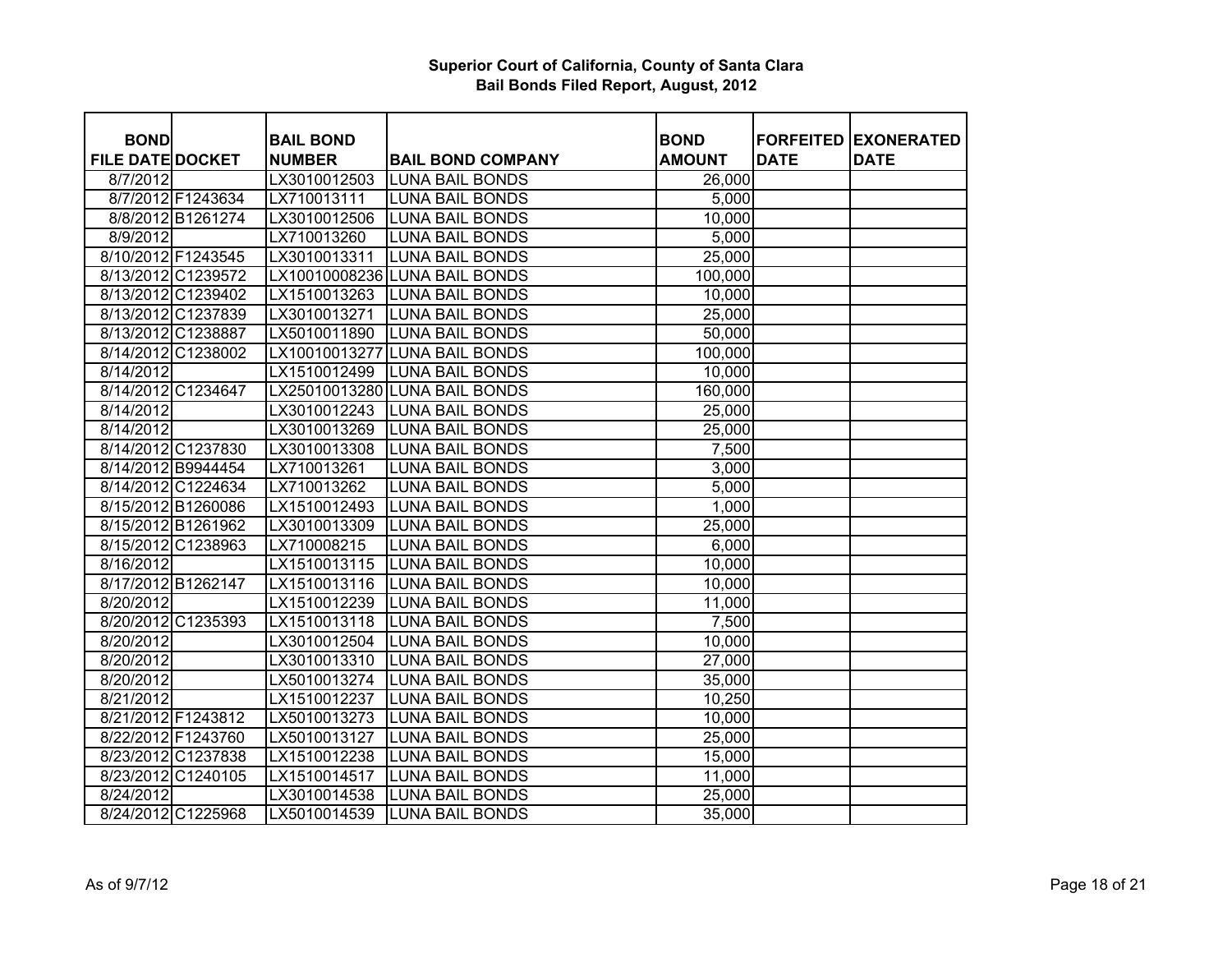**Superior Court of California, County of Santa Clara**
**Bail Bonds Filed Report, August, 2012**

| BOND FILE DATE | DOCKET | BAIL BOND NUMBER | BAIL BOND COMPANY | BOND AMOUNT | FORFEITED DATE | EXONERATED DATE |
|---|---|---|---|---|---|---|
| 8/7/2012 | | LX3010012503 | LUNA BAIL BONDS | 26,000 | | |
| 8/7/2012 | F1243634 | LX710013111 | LUNA BAIL BONDS | 5,000 | | |
| 8/8/2012 | B1261274 | LX3010012506 | LUNA BAIL BONDS | 10,000 | | |
| 8/9/2012 | | LX710013260 | LUNA BAIL BONDS | 5,000 | | |
| 8/10/2012 | F1243545 | LX3010013311 | LUNA BAIL BONDS | 25,000 | | |
| 8/13/2012 | C1239572 | LX10010008236 | LUNA BAIL BONDS | 100,000 | | |
| 8/13/2012 | C1239402 | LX1510013263 | LUNA BAIL BONDS | 10,000 | | |
| 8/13/2012 | C1237839 | LX3010013271 | LUNA BAIL BONDS | 25,000 | | |
| 8/13/2012 | C1238887 | LX5010011890 | LUNA BAIL BONDS | 50,000 | | |
| 8/14/2012 | C1238002 | LX10010013277 | LUNA BAIL BONDS | 100,000 | | |
| 8/14/2012 | | LX1510012499 | LUNA BAIL BONDS | 10,000 | | |
| 8/14/2012 | C1234647 | LX25010013280 | LUNA BAIL BONDS | 160,000 | | |
| 8/14/2012 | | LX3010012243 | LUNA BAIL BONDS | 25,000 | | |
| 8/14/2012 | | LX3010013269 | LUNA BAIL BONDS | 25,000 | | |
| 8/14/2012 | C1237830 | LX3010013308 | LUNA BAIL BONDS | 7,500 | | |
| 8/14/2012 | B9944454 | LX710013261 | LUNA BAIL BONDS | 3,000 | | |
| 8/14/2012 | C1224634 | LX710013262 | LUNA BAIL BONDS | 5,000 | | |
| 8/15/2012 | B1260086 | LX1510012493 | LUNA BAIL BONDS | 1,000 | | |
| 8/15/2012 | B1261962 | LX3010013309 | LUNA BAIL BONDS | 25,000 | | |
| 8/15/2012 | C1238963 | LX710008215 | LUNA BAIL BONDS | 6,000 | | |
| 8/16/2012 | | LX1510013115 | LUNA BAIL BONDS | 10,000 | | |
| 8/17/2012 | B1262147 | LX1510013116 | LUNA BAIL BONDS | 10,000 | | |
| 8/20/2012 | | LX1510012239 | LUNA BAIL BONDS | 11,000 | | |
| 8/20/2012 | C1235393 | LX1510013118 | LUNA BAIL BONDS | 7,500 | | |
| 8/20/2012 | | LX3010012504 | LUNA BAIL BONDS | 10,000 | | |
| 8/20/2012 | | LX3010013310 | LUNA BAIL BONDS | 27,000 | | |
| 8/20/2012 | | LX5010013274 | LUNA BAIL BONDS | 35,000 | | |
| 8/21/2012 | | LX1510012237 | LUNA BAIL BONDS | 10,250 | | |
| 8/21/2012 | F1243812 | LX5010013273 | LUNA BAIL BONDS | 10,000 | | |
| 8/22/2012 | F1243760 | LX5010013127 | LUNA BAIL BONDS | 25,000 | | |
| 8/23/2012 | C1237838 | LX1510012238 | LUNA BAIL BONDS | 15,000 | | |
| 8/23/2012 | C1240105 | LX1510014517 | LUNA BAIL BONDS | 11,000 | | |
| 8/24/2012 | | LX3010014538 | LUNA BAIL BONDS | 25,000 | | |
| 8/24/2012 | C1225968 | LX5010014539 | LUNA BAIL BONDS | 35,000 | | |

As of 9/7/12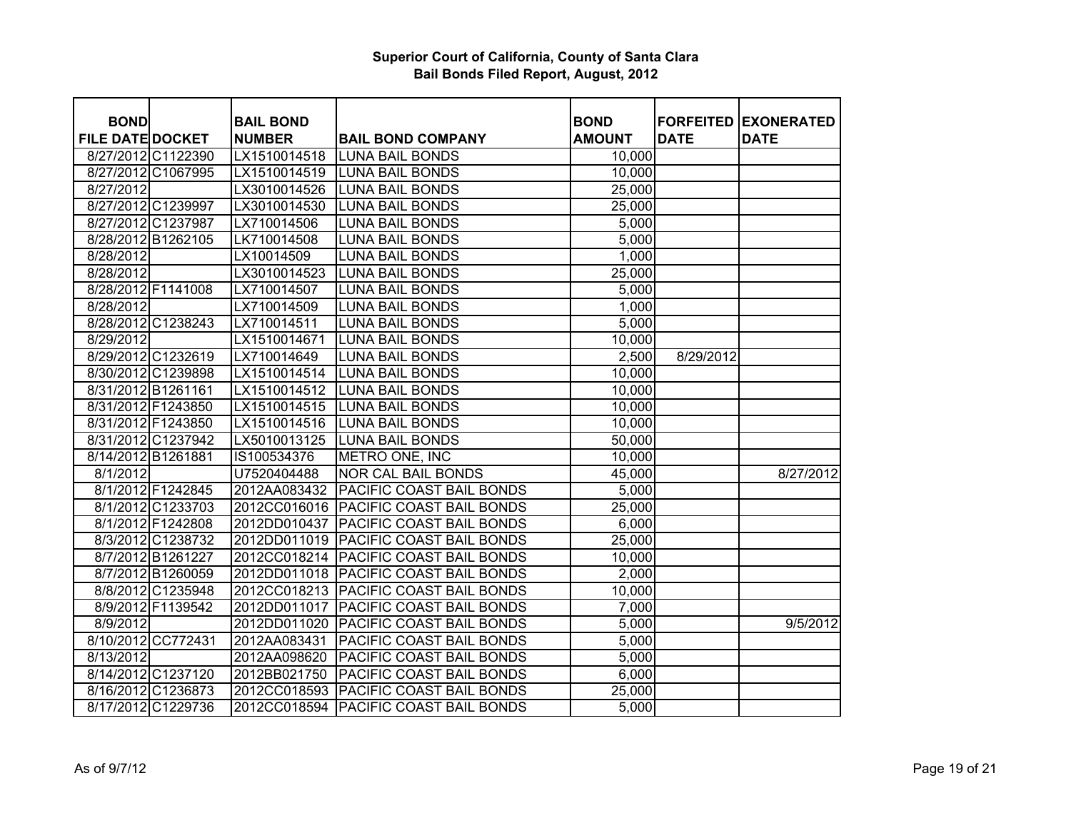# Superior Court of California, County of Santa Clara
## Bail Bonds Filed Report, August, 2012

| BOND FILE DATE | DOCKET | BAIL BOND NUMBER | BAIL BOND COMPANY | BOND AMOUNT | FORFEITED DATE | EXONERATED DATE |
|---|---|---|---|---|---|---|
| 8/27/2012 | C1122390 | LX1510014518 | LUNA BAIL BONDS | 10,000 | | |
| 8/27/2012 | C1067995 | LX1510014519 | LUNA BAIL BONDS | 10,000 | | |
| 8/27/2012 | | LX3010014526 | LUNA BAIL BONDS | 25,000 | | |
| 8/27/2012 | C1239997 | LX3010014530 | LUNA BAIL BONDS | 25,000 | | |
| 8/27/2012 | C1237987 | LX710014506 | LUNA BAIL BONDS | 5,000 | | |
| 8/28/2012 | B1262105 | LK710014508 | LUNA BAIL BONDS | 5,000 | | |
| 8/28/2012 | | LX10014509 | LUNA BAIL BONDS | 1,000 | | |
| 8/28/2012 | | LX3010014523 | LUNA BAIL BONDS | 25,000 | | |
| 8/28/2012 | F1141008 | LX710014507 | LUNA BAIL BONDS | 5,000 | | |
| 8/28/2012 | | LX710014509 | LUNA BAIL BONDS | 1,000 | | |
| 8/28/2012 | C1238243 | LX710014511 | LUNA BAIL BONDS | 5,000 | | |
| 8/29/2012 | | LX1510014671 | LUNA BAIL BONDS | 10,000 | | |
| 8/29/2012 | C1232619 | LX710014649 | LUNA BAIL BONDS | 2,500 | 8/29/2012 | |
| 8/30/2012 | C1239898 | LX1510014514 | LUNA BAIL BONDS | 10,000 | | |
| 8/31/2012 | B1261161 | LX1510014512 | LUNA BAIL BONDS | 10,000 | | |
| 8/31/2012 | F1243850 | LX1510014515 | LUNA BAIL BONDS | 10,000 | | |
| 8/31/2012 | F1243850 | LX1510014516 | LUNA BAIL BONDS | 10,000 | | |
| 8/31/2012 | C1237942 | LX5010013125 | LUNA BAIL BONDS | 50,000 | | |
| 8/14/2012 | B1261881 | IS100534376 | METRO ONE, INC | 10,000 | | |
| 8/1/2012 | | U7520404488 | NOR CAL BAIL BONDS | 45,000 | | 8/27/2012 |
| 8/1/2012 | F1242845 | 2012AA083432 | PACIFIC COAST BAIL BONDS | 5,000 | | |
| 8/1/2012 | C1233703 | 2012CC016016 | PACIFIC COAST BAIL BONDS | 25,000 | | |
| 8/1/2012 | F1242808 | 2012DD010437 | PACIFIC COAST BAIL BONDS | 6,000 | | |
| 8/3/2012 | C1238732 | 2012DD011019 | PACIFIC COAST BAIL BONDS | 25,000 | | |
| 8/7/2012 | B1261227 | 2012CC018214 | PACIFIC COAST BAIL BONDS | 10,000 | | |
| 8/7/2012 | B1260059 | 2012DD011018 | PACIFIC COAST BAIL BONDS | 2,000 | | |
| 8/8/2012 | C1235948 | 2012CC018213 | PACIFIC COAST BAIL BONDS | 10,000 | | |
| 8/9/2012 | F1139542 | 2012DD011017 | PACIFIC COAST BAIL BONDS | 7,000 | | |
| 8/9/2012 | | 2012DD011020 | PACIFIC COAST BAIL BONDS | 5,000 | | 9/5/2012 |
| 8/10/2012 | CC772431 | 2012AA083431 | PACIFIC COAST BAIL BONDS | 5,000 | | |
| 8/13/2012 | | 2012AA098620 | PACIFIC COAST BAIL BONDS | 5,000 | | |
| 8/14/2012 | C1237120 | 2012BB021750 | PACIFIC COAST BAIL BONDS | 6,000 | | |
| 8/16/2012 | C1236873 | 2012CC018593 | PACIFIC COAST BAIL BONDS | 25,000 | | |
| 8/17/2012 | C1229736 | 2012CC018594 | PACIFIC COAST BAIL BONDS | 5,000 | | |

As of 9/7/12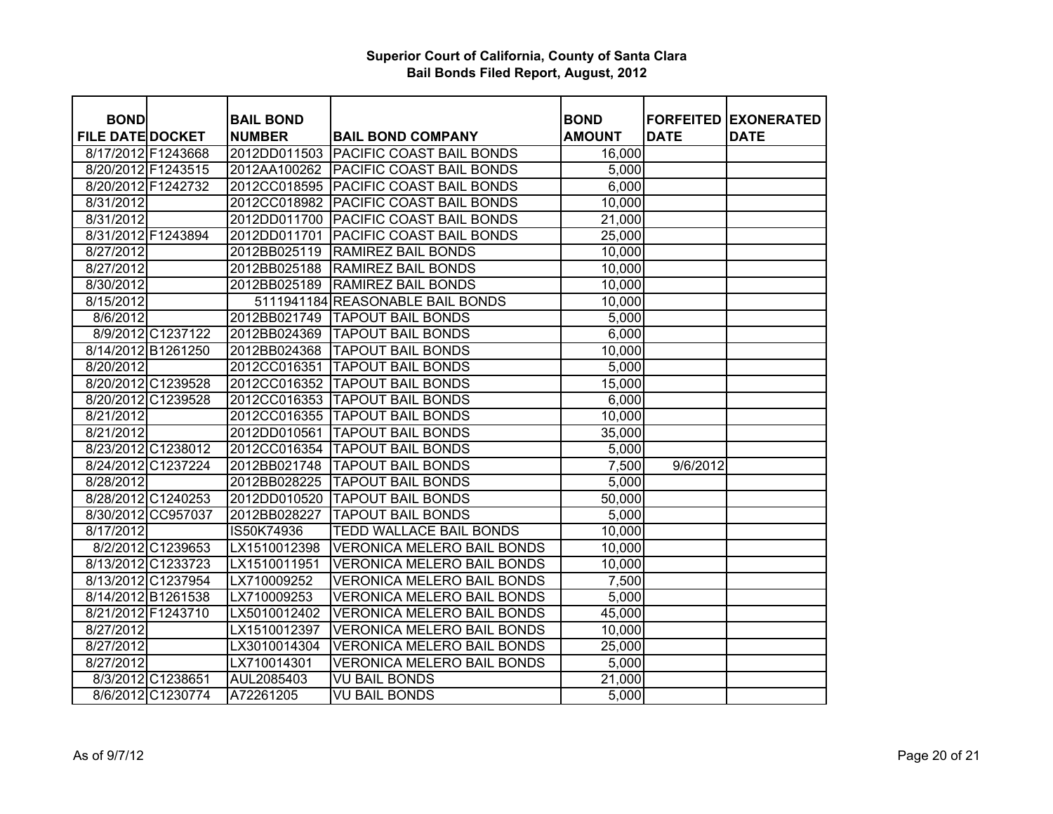# Superior Court of California, County of Santa Clara
## Bail Bonds Filed Report, August, 2012

| BOND FILE DATE | DOCKET | BAIL BOND NUMBER | BAIL BOND COMPANY | BOND AMOUNT | FORFEITED DATE | EXONERATED DATE |
|---|---|---|---|---|---|---|
| 8/17/2012 | F1243668 | 2012DD011503 | PACIFIC COAST BAIL BONDS | 16,000 | | |
| 8/20/2012 | F1243515 | 2012AA100262 | PACIFIC COAST BAIL BONDS | 5,000 | | |
| 8/20/2012 | F1242732 | 2012CC018595 | PACIFIC COAST BAIL BONDS | 6,000 | | |
| 8/31/2012 | | 2012CC018982 | PACIFIC COAST BAIL BONDS | 10,000 | | |
| 8/31/2012 | | 2012DD011700 | PACIFIC COAST BAIL BONDS | 21,000 | | |
| 8/31/2012 | F1243894 | 2012DD011701 | PACIFIC COAST BAIL BONDS | 25,000 | | |
| 8/27/2012 | | 2012BB025119 | RAMIREZ BAIL BONDS | 10,000 | | |
| 8/27/2012 | | 2012BB025188 | RAMIREZ BAIL BONDS | 10,000 | | |
| 8/30/2012 | | 2012BB025189 | RAMIREZ BAIL BONDS | 10,000 | | |
| 8/15/2012 | | 5111941184 | REASONABLE BAIL BONDS | 10,000 | | |
| 8/6/2012 | | 2012BB021749 | TAPOUT BAIL BONDS | 5,000 | | |
| 8/9/2012 | C1237122 | 2012BB024369 | TAPOUT BAIL BONDS | 6,000 | | |
| 8/14/2012 | B1261250 | 2012BB024368 | TAPOUT BAIL BONDS | 10,000 | | |
| 8/20/2012 | | 2012CC016351 | TAPOUT BAIL BONDS | 5,000 | | |
| 8/20/2012 | C1239528 | 2012CC016352 | TAPOUT BAIL BONDS | 15,000 | | |
| 8/20/2012 | C1239528 | 2012CC016353 | TAPOUT BAIL BONDS | 6,000 | | |
| 8/21/2012 | | 2012CC016355 | TAPOUT BAIL BONDS | 10,000 | | |
| 8/21/2012 | | 2012DD010561 | TAPOUT BAIL BONDS | 35,000 | | |
| 8/23/2012 | C1238012 | 2012CC016354 | TAPOUT BAIL BONDS | 5,000 | | |
| 8/24/2012 | C1237224 | 2012BB021748 | TAPOUT BAIL BONDS | 7,500 | 9/6/2012 | |
| 8/28/2012 | | 2012BB028225 | TAPOUT BAIL BONDS | 5,000 | | |
| 8/28/2012 | C1240253 | 2012DD010520 | TAPOUT BAIL BONDS | 50,000 | | |
| 8/30/2012 | CC957037 | 2012BB028227 | TAPOUT BAIL BONDS | 5,000 | | |
| 8/17/2012 | | IS50K74936 | TEDD WALLACE BAIL BONDS | 10,000 | | |
| 8/2/2012 | C1239653 | LX1510012398 | VERONICA MELERO BAIL BONDS | 10,000 | | |
| 8/13/2012 | C1233723 | LX1510011951 | VERONICA MELERO BAIL BONDS | 10,000 | | |
| 8/13/2012 | C1237954 | LX710009252 | VERONICA MELERO BAIL BONDS | 7,500 | | |
| 8/14/2012 | B1261538 | LX710009253 | VERONICA MELERO BAIL BONDS | 5,000 | | |
| 8/21/2012 | F1243710 | LX5010012402 | VERONICA MELERO BAIL BONDS | 45,000 | | |
| 8/27/2012 | | LX1510012397 | VERONICA MELERO BAIL BONDS | 10,000 | | |
| 8/27/2012 | | LX3010014304 | VERONICA MELERO BAIL BONDS | 25,000 | | |
| 8/27/2012 | | LX710014301 | VERONICA MELERO BAIL BONDS | 5,000 | | |
| 8/3/2012 | C1238651 | AUL2085403 | VU BAIL BONDS | 21,000 | | |
| 8/6/2012 | C1230774 | A72261205 | VU BAIL BONDS | 5,000 | | |

As of 9/7/12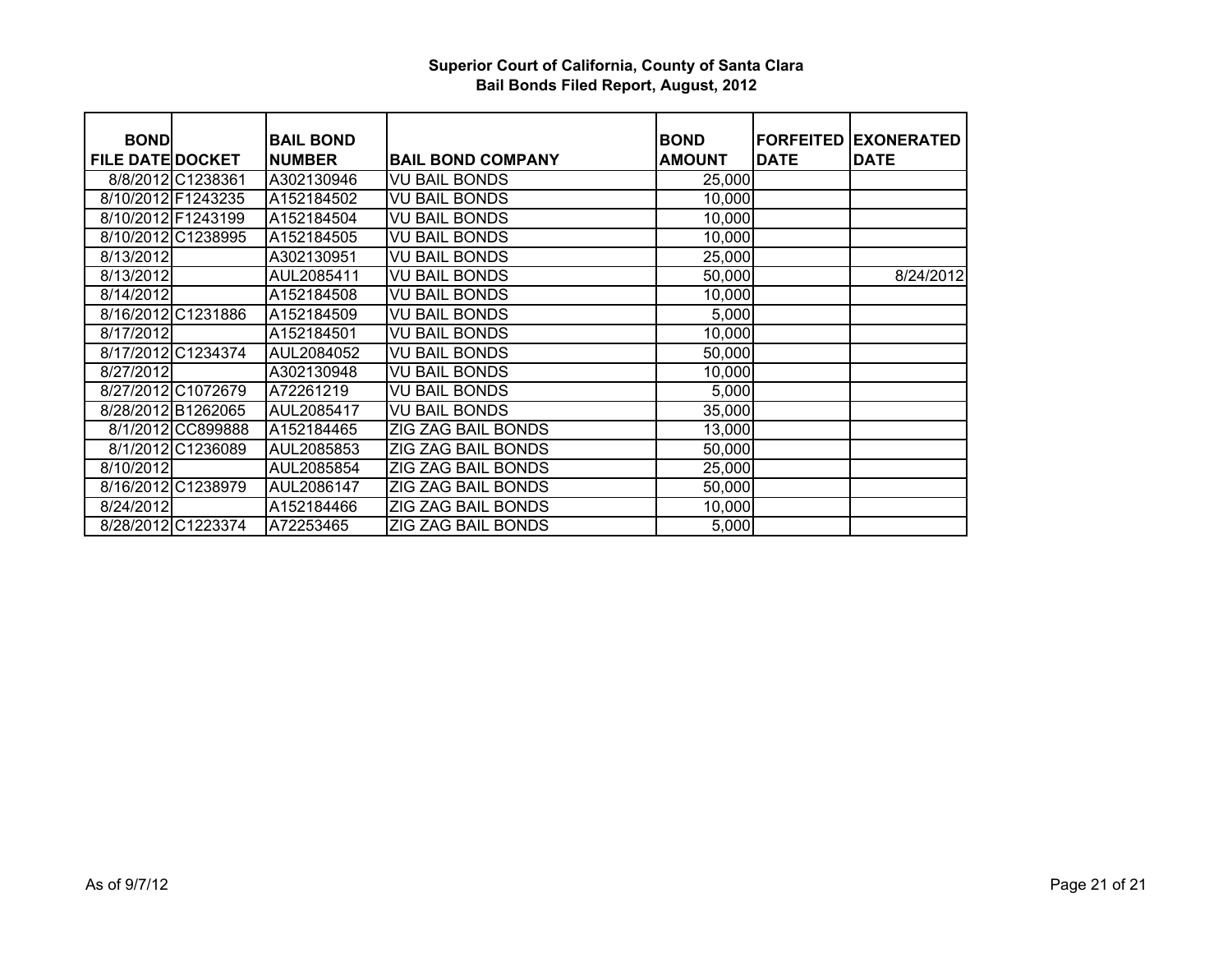**Superior Court of California, County of Santa Clara**
**Bail Bonds Filed Report, August, 2012**

| BOND FILE DATE | DOCKET | BAIL BOND NUMBER | BAIL BOND COMPANY | BOND AMOUNT | FORFEITED DATE | EXONERATED DATE |
|---|---|---|---|---|---|---|
| 8/8/2012 | C1238361 | A302130946 | VU BAIL BONDS | 25,000 | | |
| 8/10/2012 | F1243235 | A152184502 | VU BAIL BONDS | 10,000 | | |
| 8/10/2012 | F1243199 | A152184504 | VU BAIL BONDS | 10,000 | | |
| 8/10/2012 | C1238995 | A152184505 | VU BAIL BONDS | 10,000 | | |
| 8/13/2012 | | A302130951 | VU BAIL BONDS | 25,000 | | |
| 8/13/2012 | | AUL2085411 | VU BAIL BONDS | 50,000 | | 8/24/2012 |
| 8/14/2012 | | A152184508 | VU BAIL BONDS | 10,000 | | |
| 8/16/2012 | C1231886 | A152184509 | VU BAIL BONDS | 5,000 | | |
| 8/17/2012 | | A152184501 | VU BAIL BONDS | 10,000 | | |
| 8/17/2012 | C1234374 | AUL2084052 | VU BAIL BONDS | 50,000 | | |
| 8/27/2012 | | A302130948 | VU BAIL BONDS | 10,000 | | |
| 8/27/2012 | C1072679 | A72261219 | VU BAIL BONDS | 5,000 | | |
| 8/28/2012 | B1262065 | AUL2085417 | VU BAIL BONDS | 35,000 | | |
| 8/1/2012 | CC899888 | A152184465 | ZIG ZAG BAIL BONDS | 13,000 | | |
| 8/1/2012 | C1236089 | AUL2085853 | ZIG ZAG BAIL BONDS | 50,000 | | |
| 8/10/2012 | | AUL2085854 | ZIG ZAG BAIL BONDS | 25,000 | | |
| 8/16/2012 | C1238979 | AUL2086147 | ZIG ZAG BAIL BONDS | 50,000 | | |
| 8/24/2012 | | A152184466 | ZIG ZAG BAIL BONDS | 10,000 | | |
| 8/28/2012 | C1223374 | A72253465 | ZIG ZAG BAIL BONDS | 5,000 | | |

As of 9/7/12